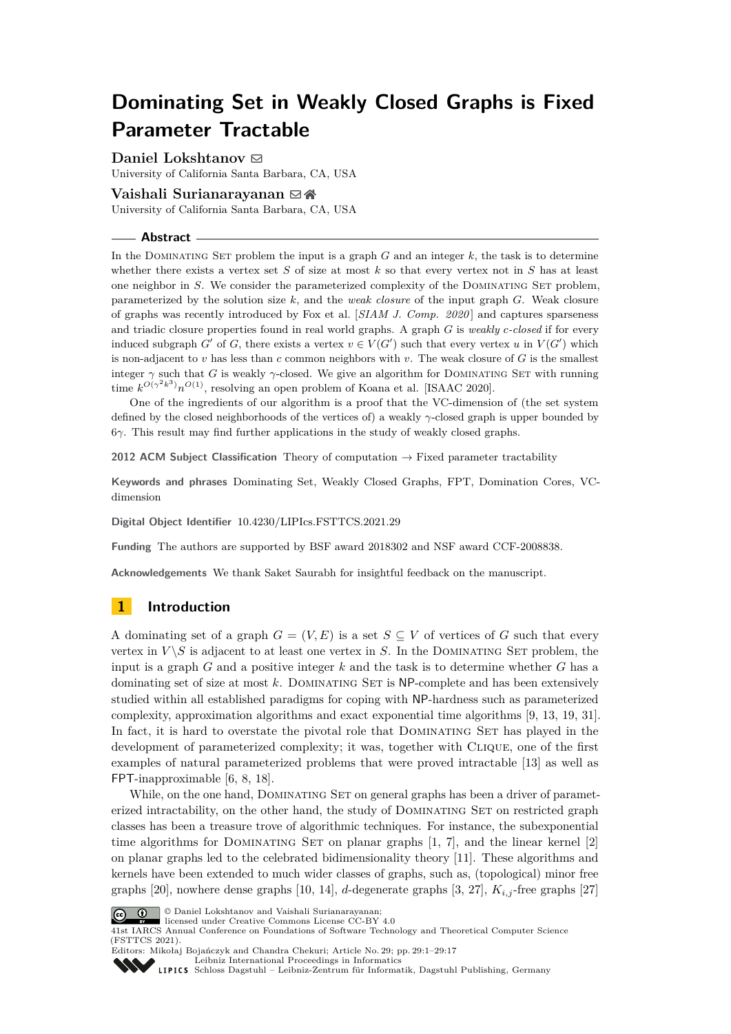# Dominating Set in Weakly Closed Graphs is Fixed Parameter Tractable

**Daniel Lokshtanov**
University of California Santa Barbara, CA, USA

**Vaishali Surianarayanan**
University of California Santa Barbara, CA, USA

## Abstract

In the Dominating Set problem the input is a graph $G$ and an integer $k$, the task is to determine whether there exists a vertex set $S$ of size at most $k$ so that every vertex not in $S$ has at least one neighbor in $S$. We consider the parameterized complexity of the Dominating Set problem, parameterized by the solution size $k$, and the *weak closure* of the input graph $G$. Weak closure of graphs was recently introduced by Fox et al. [*SIAM J. Comp. 2020*] and captures sparseness and triadic closure properties found in real world graphs. A graph $G$ is *weakly $c$-closed* if for every induced subgraph $G'$ of $G$, there exists a vertex $v \in V(G')$ such that every vertex $u$ in $V(G')$ which is non-adjacent to $v$ has less than $c$ common neighbors with $v$. The weak closure of $G$ is the smallest integer $\gamma$ such that $G$ is weakly $\gamma$-closed. We give an algorithm for Dominating Set with running time $k^{O(\gamma^2 k^3)} n^{O(1)}$, resolving an open problem of Koana et al. [ISAAC 2020].

One of the ingredients of our algorithm is a proof that the VC-dimension of (the set system defined by the closed neighborhoods of the vertices of) a weakly $\gamma$-closed graph is upper bounded by $6\gamma$. This result may find further applications in the study of weakly closed graphs.

**2012 ACM Subject Classification** Theory of computation → Fixed parameter tractability

**Keywords and phrases** Dominating Set, Weakly Closed Graphs, FPT, Domination Cores, VC-dimension

**Digital Object Identifier** 10.4230/LIPIcs.FSTTCS.2021.29

**Funding** The authors are supported by BSF award 2018302 and NSF award CCF-2008838.

**Acknowledgements** We thank Saket Saurabh for insightful feedback on the manuscript.

## 1 Introduction

A dominating set of a graph $G = (V, E)$ is a set $S \subseteq V$ of vertices of $G$ such that every vertex in $V \setminus S$ is adjacent to at least one vertex in $S$. In the Dominating Set problem, the input is a graph $G$ and a positive integer $k$ and the task is to determine whether $G$ has a dominating set of size at most $k$. Dominating Set is NP-complete and has been extensively studied within all established paradigms for coping with NP-hardness such as parameterized complexity, approximation algorithms and exact exponential time algorithms [9, 13, 19, 31]. In fact, it is hard to overstate the pivotal role that Dominating Set has played in the development of parameterized complexity; it was, together with Clique, one of the first examples of natural parameterized problems that were proved intractable [13] as well as FPT-inapproximable [6, 8, 18].

While, on the one hand, Dominating Set on general graphs has been a driver of parameterized intractability, on the other hand, the study of Dominating Set on restricted graph classes has been a treasure trove of algorithmic techniques. For instance, the subexponential time algorithms for Dominating Set on planar graphs [1, 7], and the linear kernel [2] on planar graphs led to the celebrated bidimensionality theory [11]. These algorithms and kernels have been extended to much wider classes of graphs, such as, (topological) minor free graphs [20], nowhere dense graphs [10, 14], $d$-degenerate graphs [3, 27], $K_{i,j}$-free graphs [27]

© Daniel Lokshtanov and Vaishali Surianarayanan;
licensed under Creative Commons License CC-BY 4.0
41st IARCS Annual Conference on Foundations of Software Technology and Theoretical Computer Science (FSTTCS 2021).
Editors: Mikołaj Bojańczyk and Chandra Chekuri; Article No. 29; pp. 29:1–29:17
Leibniz International Proceedings in Informatics
Schloss Dagstuhl – Leibniz-Zentrum für Informatik, Dagstuhl Publishing, Germany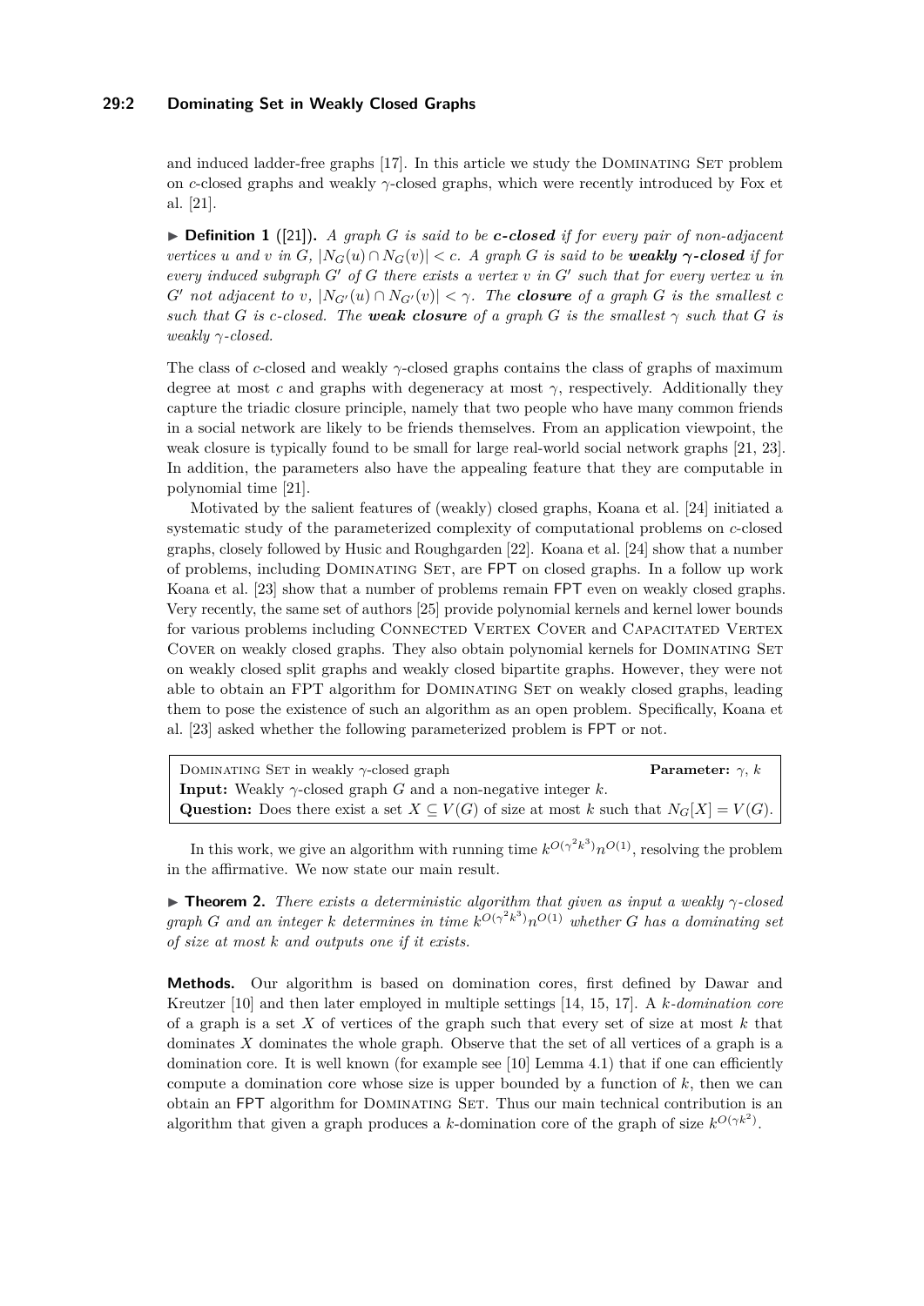and induced ladder-free graphs [17]. In this article we study the Dominating Set problem on $c$-closed graphs and weakly $\gamma$-closed graphs, which were recently introduced by Fox et al. [21].

▶ **Definition 1** ([21]). *A graph $G$ is said to be **$c$-closed** if for every pair of non-adjacent vertices $u$ and $v$ in $G$, $|N_G(u) \cap N_G(v)| < c$. A graph $G$ is said to be **weakly $\gamma$-closed** if for every induced subgraph $G'$ of $G$ there exists a vertex $v$ in $G'$ such that for every vertex $u$ in $G'$ not adjacent to $v$, $|N_{G'}(u) \cap N_{G'}(v)| < \gamma$. The **closure** of a graph $G$ is the smallest $c$ such that $G$ is $c$-closed. The **weak closure** of a graph $G$ is the smallest $\gamma$ such that $G$ is weakly $\gamma$-closed.*

The class of $c$-closed and weakly $\gamma$-closed graphs contains the class of graphs of maximum degree at most $c$ and graphs with degeneracy at most $\gamma$, respectively. Additionally they capture the triadic closure principle, namely that two people who have many common friends in a social network are likely to be friends themselves. From an application viewpoint, the weak closure is typically found to be small for large real-world social network graphs [21, 23]. In addition, the parameters also have the appealing feature that they are computable in polynomial time [21].

Motivated by the salient features of (weakly) closed graphs, Koana et al. [24] initiated a systematic study of the parameterized complexity of computational problems on $c$-closed graphs, closely followed by Husic and Roughgarden [22]. Koana et al. [24] show that a number of problems, including Dominating Set, are FPT on closed graphs. In a follow up work Koana et al. [23] show that a number of problems remain FPT even on weakly closed graphs. Very recently, the same set of authors [25] provide polynomial kernels and kernel lower bounds for various problems including Connected Vertex Cover and Capacitated Vertex Cover on weakly closed graphs. They also obtain polynomial kernels for Dominating Set on weakly closed split graphs and weakly closed bipartite graphs. However, they were not able to obtain an FPT algorithm for Dominating Set on weakly closed graphs, leading them to pose the existence of such an algorithm as an open problem. Specifically, Koana et al. [23] asked whether the following parameterized problem is FPT or not.

> Dominating Set in weakly $\gamma$-closed graph **Parameter:** $\gamma$, $k$
> **Input:** Weakly $\gamma$-closed graph $G$ and a non-negative integer $k$.
> **Question:** Does there exist a set $X \subseteq V(G)$ of size at most $k$ such that $N_G[X] = V(G)$.

In this work, we give an algorithm with running time $k^{O(\gamma^2 k^3)} n^{O(1)}$, resolving the problem in the affirmative. We now state our main result.

▶ **Theorem 2.** *There exists a deterministic algorithm that given as input a weakly $\gamma$-closed graph $G$ and an integer $k$ determines in time $k^{O(\gamma^2 k^3)} n^{O(1)}$ whether $G$ has a dominating set of size at most $k$ and outputs one if it exists.*

**Methods.** Our algorithm is based on domination cores, first defined by Dawar and Kreutzer [10] and then later employed in multiple settings [14, 15, 17]. A *$k$-domination core* of a graph is a set $X$ of vertices of the graph such that every set of size at most $k$ that dominates $X$ dominates the whole graph. Observe that the set of all vertices of a graph is a domination core. It is well known (for example see [10] Lemma 4.1) that if one can efficiently compute a domination core whose size is upper bounded by a function of $k$, then we can obtain an FPT algorithm for Dominating Set. Thus our main technical contribution is an algorithm that given a graph produces a $k$-domination core of the graph of size $k^{O(\gamma k^2)}$.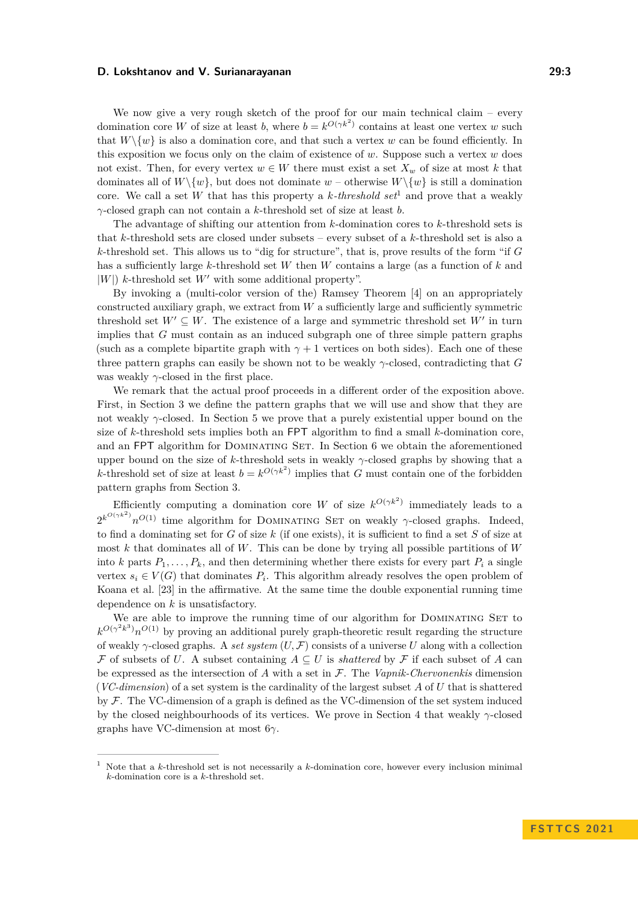We now give a very rough sketch of the proof for our main technical claim – every domination core $W$ of size at least $b$, where $b = k^{O(\gamma k^2)}$ contains at least one vertex $w$ such that $W \backslash \{w\}$ is also a domination core, and that such a vertex $w$ can be found efficiently. In this exposition we focus only on the claim of existence of $w$. Suppose such a vertex $w$ does not exist. Then, for every vertex $w \in W$ there must exist a set $X_w$ of size at most $k$ that dominates all of $W \backslash \{w\}$, but does not dominate $w$ – otherwise $W \backslash \{w\}$ is still a domination core. We call a set $W$ that has this property a *k-threshold set*[1] and prove that a weakly $\gamma$-closed graph can not contain a $k$-threshold set of size at least $b$.

The advantage of shifting our attention from $k$-domination cores to $k$-threshold sets is that $k$-threshold sets are closed under subsets – every subset of a $k$-threshold set is also a $k$-threshold set. This allows us to "dig for structure", that is, prove results of the form "if $G$ has a sufficiently large $k$-threshold set $W$ then $W$ contains a large (as a function of $k$ and $|W|$) $k$-threshold set $W'$ with some additional property".

By invoking a (multi-color version of the) Ramsey Theorem [4] on an appropriately constructed auxiliary graph, we extract from $W$ a sufficiently large and sufficiently symmetric threshold set $W' \subseteq W$. The existence of a large and symmetric threshold set $W'$ in turn implies that $G$ must contain as an induced subgraph one of three simple pattern graphs (such as a complete bipartite graph with $\gamma + 1$ vertices on both sides). Each one of these three pattern graphs can easily be shown not to be weakly $\gamma$-closed, contradicting that $G$ was weakly $\gamma$-closed in the first place.

We remark that the actual proof proceeds in a different order of the exposition above. First, in Section 3 we define the pattern graphs that we will use and show that they are not weakly $\gamma$-closed. In Section 5 we prove that a purely existential upper bound on the size of $k$-threshold sets implies both an FPT algorithm to find a small $k$-domination core, and an FPT algorithm for Dominating Set. In Section 6 we obtain the aforementioned upper bound on the size of $k$-threshold sets in weakly $\gamma$-closed graphs by showing that a $k$-threshold set of size at least $b = k^{O(\gamma k^2)}$ implies that $G$ must contain one of the forbidden pattern graphs from Section 3.

Efficiently computing a domination core $W$ of size $k^{O(\gamma k^2)}$ immediately leads to a $2^{k^{O(\gamma k^2)}} n^{O(1)}$ time algorithm for Dominating Set on weakly $\gamma$-closed graphs. Indeed, to find a dominating set for $G$ of size $k$ (if one exists), it is sufficient to find a set $S$ of size at most $k$ that dominates all of $W$. This can be done by trying all possible partitions of $W$ into $k$ parts $P_1, \ldots, P_k$, and then determining whether there exists for every part $P_i$ a single vertex $s_i \in V(G)$ that dominates $P_i$. This algorithm already resolves the open problem of Koana et al. [23] in the affirmative. At the same time the double exponential running time dependence on $k$ is unsatisfactory.

We are able to improve the running time of our algorithm for Dominating Set to $k^{O(\gamma^2 k^3)} n^{O(1)}$ by proving an additional purely graph-theoretic result regarding the structure of weakly $\gamma$-closed graphs. A *set system* $(U, \mathcal{F})$ consists of a universe $U$ along with a collection $\mathcal{F}$ of subsets of $U$. A subset containing $A \subseteq U$ is *shattered* by $\mathcal{F}$ if each subset of $A$ can be expressed as the intersection of $A$ with a set in $\mathcal{F}$. The *Vapnik-Chervonenkis* dimension (*VC-dimension*) of a set system is the cardinality of the largest subset $A$ of $U$ that is shattered by $\mathcal{F}$. The VC-dimension of a graph is defined as the VC-dimension of the set system induced by the closed neighbourhoods of its vertices. We prove in Section 4 that weakly $\gamma$-closed graphs have VC-dimension at most $6\gamma$.

[1] Note that a $k$-threshold set is not necessarily a $k$-domination core, however every inclusion minimal $k$-domination core is a $k$-threshold set.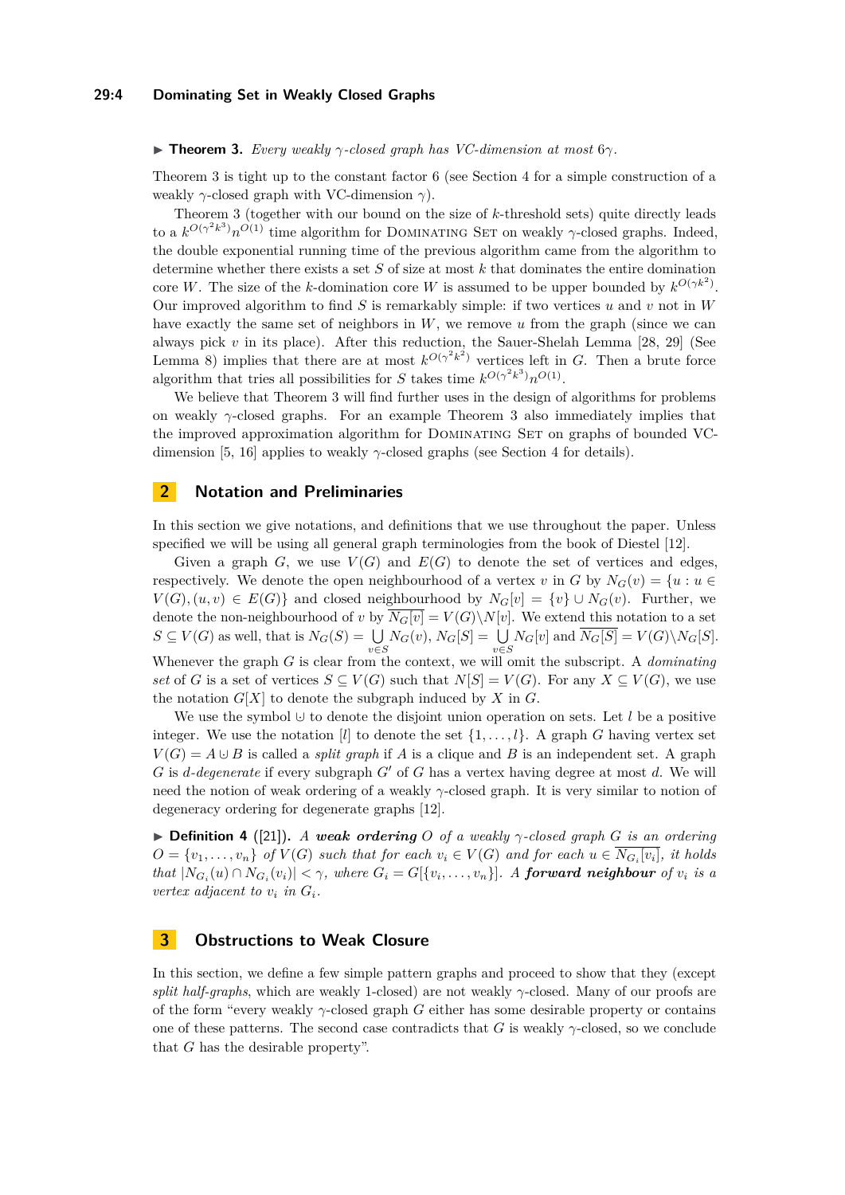**▶ Theorem 3.** *Every weakly $\gamma$-closed graph has VC-dimension at most $6\gamma$.*

Theorem 3 is tight up to the constant factor 6 (see Section 4 for a simple construction of a weakly $\gamma$-closed graph with VC-dimension $\gamma$).

Theorem 3 (together with our bound on the size of $k$-threshold sets) quite directly leads to a $k^{O(\gamma^2 k^3)} n^{O(1)}$ time algorithm for Dominating Set on weakly $\gamma$-closed graphs. Indeed, the double exponential running time of the previous algorithm came from the algorithm to determine whether there exists a set $S$ of size at most $k$ that dominates the entire domination core $W$. The size of the $k$-domination core $W$ is assumed to be upper bounded by $k^{O(\gamma k^2)}$. Our improved algorithm to find $S$ is remarkably simple: if two vertices $u$ and $v$ not in $W$ have exactly the same set of neighbors in $W$, we remove $u$ from the graph (since we can always pick $v$ in its place). After this reduction, the Sauer-Shelah Lemma [28, 29] (See Lemma 8) implies that there are at most $k^{O(\gamma^2 k^2)}$ vertices left in $G$. Then a brute force algorithm that tries all possibilities for $S$ takes time $k^{O(\gamma^2 k^3)} n^{O(1)}$.

We believe that Theorem 3 will find further uses in the design of algorithms for problems on weakly $\gamma$-closed graphs. For an example Theorem 3 also immediately implies that the improved approximation algorithm for Dominating Set on graphs of bounded VC-dimension [5, 16] applies to weakly $\gamma$-closed graphs (see Section 4 for details).

## 2 Notation and Preliminaries

In this section we give notations, and definitions that we use throughout the paper. Unless specified we will be using all general graph terminologies from the book of Diestel [12].

Given a graph $G$, we use $V(G)$ and $E(G)$ to denote the set of vertices and edges, respectively. We denote the open neighbourhood of a vertex $v$ in $G$ by $N_G(v) = \{u : u \in V(G), (u, v) \in E(G)\}$ and closed neighbourhood by $N_G[v] = \{v\} \cup N_G(v)$. Further, we denote the non-neighbourhood of $v$ by $\overline{N_G[v]} = V(G) \backslash N[v]$. We extend this notation to a set $S \subseteq V(G)$ as well, that is $N_G(S) = \bigcup_{v \in S} N_G(v)$, $N_G[S] = \bigcup_{v \in S} N_G[v]$ and $\overline{N_G[S]} = V(G) \backslash N_G[S]$. Whenever the graph $G$ is clear from the context, we will omit the subscript. A *dominating set* of $G$ is a set of vertices $S \subseteq V(G)$ such that $N[S] = V(G)$. For any $X \subseteq V(G)$, we use the notation $G[X]$ to denote the subgraph induced by $X$ in $G$.

We use the symbol $\uplus$ to denote the disjoint union operation on sets. Let $l$ be a positive integer. We use the notation $[l]$ to denote the set $\{1, \ldots, l\}$. A graph $G$ having vertex set $V(G) = A \uplus B$ is called a *split graph* if $A$ is a clique and $B$ is an independent set. A graph $G$ is *$d$-degenerate* if every subgraph $G'$ of $G$ has a vertex having degree at most $d$. We will need the notion of weak ordering of a weakly $\gamma$-closed graph. It is very similar to notion of degeneracy ordering for degenerate graphs [12].

**▶ Definition 4** ([21])**.** *A **weak ordering** $O$ of a weakly $\gamma$-closed graph $G$ is an ordering $O = \{v_1, \ldots, v_n\}$ of $V(G)$ such that for each $v_i \in V(G)$ and for each $u \in \overline{N_{G_i}[v_i]}$, it holds that $|N_{G_i}(u) \cap N_{G_i}(v_i)| < \gamma$, where $G_i = G[\{v_i, \ldots, v_n\}]$. A **forward neighbour** of $v_i$ is a vertex adjacent to $v_i$ in $G_i$.*

## 3 Obstructions to Weak Closure

In this section, we define a few simple pattern graphs and proceed to show that they (except *split half-graphs*, which are weakly 1-closed) are not weakly $\gamma$-closed. Many of our proofs are of the form "every weakly $\gamma$-closed graph $G$ either has some desirable property or contains one of these patterns. The second case contradicts that $G$ is weakly $\gamma$-closed, so we conclude that $G$ has the desirable property".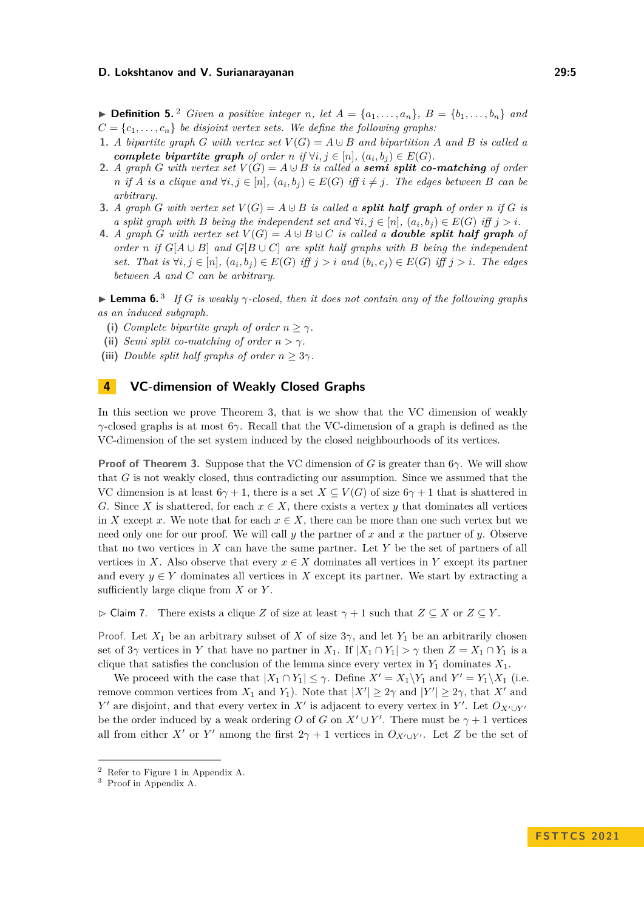▶ **Definition 5.**[2] *Given a positive integer $n$, let $A = \{a_1, \ldots, a_n\}$, $B = \{b_1, \ldots, b_n\}$ and $C = \{c_1, \ldots, c_n\}$ be disjoint vertex sets. We define the following graphs:*

1. *A bipartite graph $G$ with vertex set $V(G) = A \uplus B$ and bipartition $A$ and $B$ is called a* ***complete bipartite graph*** *of order $n$ if $\forall i, j \in [n]$, $(a_i, b_j) \in E(G)$.*
2. *A graph $G$ with vertex set $V(G) = A \uplus B$ is called a* ***semi split co-matching*** *of order $n$ if $A$ is a clique and $\forall i, j \in [n]$, $(a_i, b_j) \in E(G)$ iff $i \neq j$. The edges between $B$ can be arbitrary.*
3. *A graph $G$ with vertex set $V(G) = A \uplus B$ is called a* ***split half graph*** *of order $n$ if $G$ is a split graph with $B$ being the independent set and $\forall i, j \in [n]$, $(a_i, b_j) \in E(G)$ iff $j > i$.*
4. *A graph $G$ with vertex set $V(G) = A \uplus B \uplus C$ is called a* ***double split half graph*** *of order $n$ if $G[A \cup B]$ and $G[B \cup C]$ are split half graphs with $B$ being the independent set. That is $\forall i, j \in [n]$, $(a_i, b_j) \in E(G)$ iff $j > i$ and $(b_i, c_j) \in E(G)$ iff $j > i$. The edges between $A$ and $C$ can be arbitrary.*

▶ **Lemma 6.**[3] *If $G$ is weakly $\gamma$-closed, then it does not contain any of the following graphs as an induced subgraph.*

**(i)** *Complete bipartite graph of order $n \geq \gamma$.*
**(ii)** *Semi split co-matching of order $n > \gamma$.*
**(iii)** *Double split half graphs of order $n \geq 3\gamma$.*

## 4 VC-dimension of Weakly Closed Graphs

In this section we prove Theorem 3, that is we show that the VC dimension of weakly $\gamma$-closed graphs is at most $6\gamma$. Recall that the VC-dimension of a graph is defined as the VC-dimension of the set system induced by the closed neighbourhoods of its vertices.

**Proof of Theorem 3.** Suppose that the VC dimension of $G$ is greater than $6\gamma$. We will show that $G$ is not weakly closed, thus contradicting our assumption. Since we assumed that the VC dimension is at least $6\gamma + 1$, there is a set $X \subseteq V(G)$ of size $6\gamma + 1$ that is shattered in $G$. Since $X$ is shattered, for each $x \in X$, there exists a vertex $y$ that dominates all vertices in $X$ except $x$. We note that for each $x \in X$, there can be more than one such vertex but we need only one for our proof. We will call $y$ the partner of $x$ and $x$ the partner of $y$. Observe that no two vertices in $X$ can have the same partner. Let $Y$ be the set of partners of all vertices in $X$. Also observe that every $x \in X$ dominates all vertices in $Y$ except its partner and every $y \in Y$ dominates all vertices in $X$ except its partner. We start by extracting a sufficiently large clique from $X$ or $Y$.

▷ Claim 7. There exists a clique $Z$ of size at least $\gamma + 1$ such that $Z \subseteq X$ or $Z \subseteq Y$.

*Proof.* Let $X_1$ be an arbitrary subset of $X$ of size $3\gamma$, and let $Y_1$ be an arbitrarily chosen set of $3\gamma$ vertices in $Y$ that have no partner in $X_1$. If $|X_1 \cap Y_1| > \gamma$ then $Z = X_1 \cap Y_1$ is a clique that satisfies the conclusion of the lemma since every vertex in $Y_1$ dominates $X_1$.

We proceed with the case that $|X_1 \cap Y_1| \leq \gamma$. Define $X' = X_1 \backslash Y_1$ and $Y' = Y_1 \backslash X_1$ (i.e. remove common vertices from $X_1$ and $Y_1$). Note that $|X'| \geq 2\gamma$ and $|Y'| \geq 2\gamma$, that $X'$ and $Y'$ are disjoint, and that every vertex in $X'$ is adjacent to every vertex in $Y'$. Let $O_{X' \cup Y'}$ be the order induced by a weak ordering $O$ of $G$ on $X' \cup Y'$. There must be $\gamma + 1$ vertices all from either $X'$ or $Y'$ among the first $2\gamma + 1$ vertices in $O_{X' \cup Y'}$. Let $Z$ be the set of

[2] Refer to Figure 1 in Appendix A.
[3] Proof in Appendix A.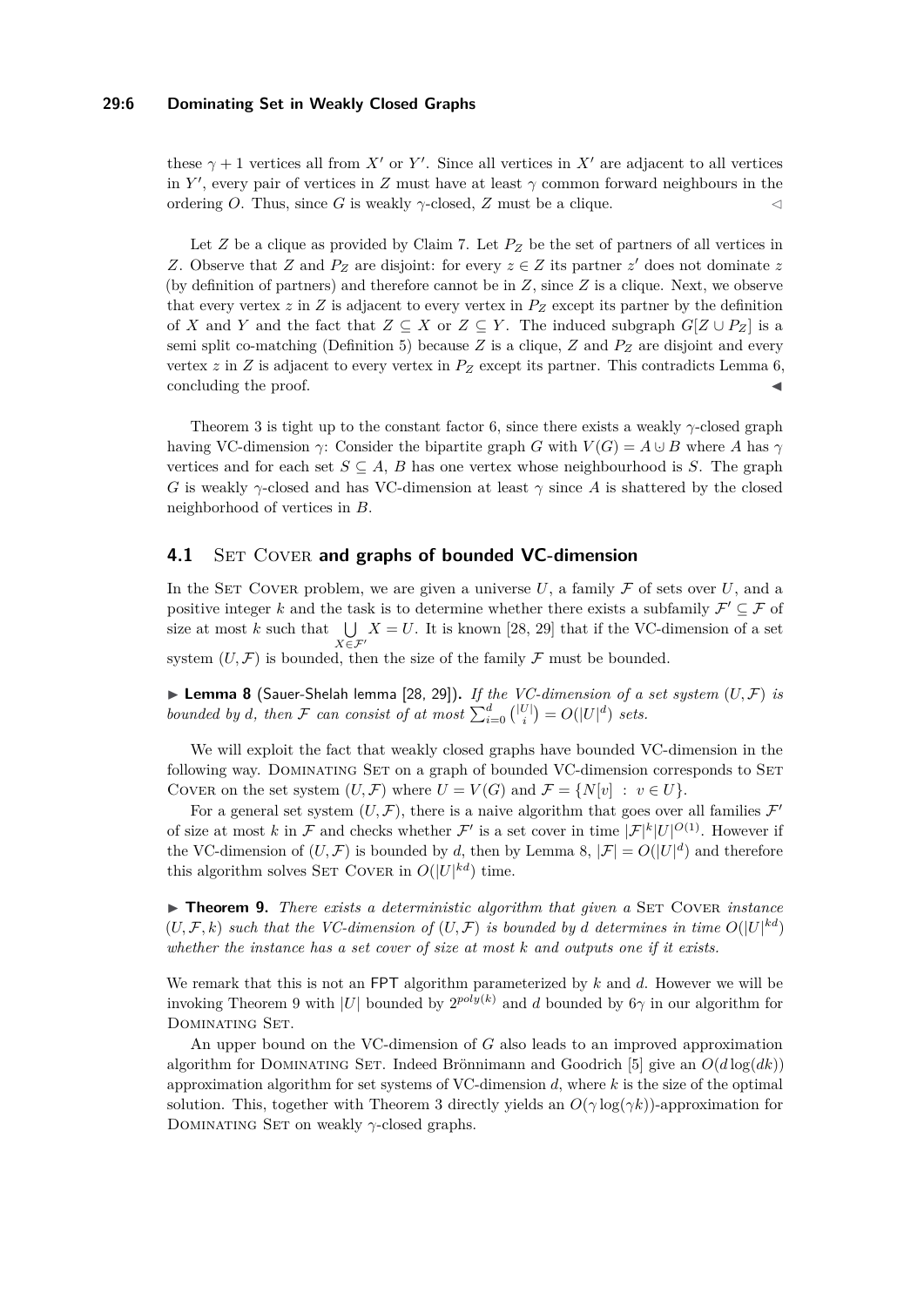these $\gamma + 1$ vertices all from $X'$ or $Y'$. Since all vertices in $X'$ are adjacent to all vertices in $Y'$, every pair of vertices in $Z$ must have at least $\gamma$ common forward neighbours in the ordering $O$. Thus, since $G$ is weakly $\gamma$-closed, $Z$ must be a clique. ◁

Let $Z$ be a clique as provided by Claim 7. Let $P_Z$ be the set of partners of all vertices in $Z$. Observe that $Z$ and $P_Z$ are disjoint: for every $z \in Z$ its partner $z'$ does not dominate $z$ (by definition of partners) and therefore cannot be in $Z$, since $Z$ is a clique. Next, we observe that every vertex $z$ in $Z$ is adjacent to every vertex in $P_Z$ except its partner by the definition of $X$ and $Y$ and the fact that $Z \subseteq X$ or $Z \subseteq Y$. The induced subgraph $G[Z \cup P_Z]$ is a semi split co-matching (Definition 5) because $Z$ is a clique, $Z$ and $P_Z$ are disjoint and every vertex $z$ in $Z$ is adjacent to every vertex in $P_Z$ except its partner. This contradicts Lemma 6, concluding the proof. ◀

Theorem 3 is tight up to the constant factor 6, since there exists a weakly $\gamma$-closed graph having VC-dimension $\gamma$: Consider the bipartite graph $G$ with $V(G) = A \cup B$ where $A$ has $\gamma$ vertices and for each set $S \subseteq A$, $B$ has one vertex whose neighbourhood is $S$. The graph $G$ is weakly $\gamma$-closed and has VC-dimension at least $\gamma$ since $A$ is shattered by the closed neighborhood of vertices in $B$.

## 4.1 Set Cover and graphs of bounded VC-dimension

In the Set Cover problem, we are given a universe $U$, a family $\mathcal{F}$ of sets over $U$, and a positive integer $k$ and the task is to determine whether there exists a subfamily $\mathcal{F}' \subseteq \mathcal{F}$ of size at most $k$ such that $\bigcup_{X \in \mathcal{F}'} X = U$. It is known [28, 29] that if the VC-dimension of a set system $(U, \mathcal{F})$ is bounded, then the size of the family $\mathcal{F}$ must be bounded.

▶ **Lemma 8** (Sauer-Shelah lemma [28, 29]). *If the VC-dimension of a set system $(U, \mathcal{F})$ is bounded by $d$, then $\mathcal{F}$ can consist of at most $\sum_{i=0}^{d} \binom{|U|}{i} = O(|U|^d)$ sets.*

We will exploit the fact that weakly closed graphs have bounded VC-dimension in the following way. Dominating Set on a graph of bounded VC-dimension corresponds to Set Cover on the set system $(U, \mathcal{F})$ where $U = V(G)$ and $\mathcal{F} = \{N[v] \ : \ v \in U\}$.

For a general set system $(U, \mathcal{F})$, there is a naive algorithm that goes over all families $\mathcal{F}'$ of size at most $k$ in $\mathcal{F}$ and checks whether $\mathcal{F}'$ is a set cover in time $|\mathcal{F}|^k |U|^{O(1)}$. However if the VC-dimension of $(U, \mathcal{F})$ is bounded by $d$, then by Lemma 8, $|\mathcal{F}| = O(|U|^d)$ and therefore this algorithm solves Set Cover in $O(|U|^{kd})$ time.

▶ **Theorem 9.** *There exists a deterministic algorithm that given a* Set Cover *instance $(U, \mathcal{F}, k)$ such that the VC-dimension of $(U, \mathcal{F})$ is bounded by $d$ determines in time $O(|U|^{kd})$ whether the instance has a set cover of size at most $k$ and outputs one if it exists.*

We remark that this is not an FPT algorithm parameterized by $k$ and $d$. However we will be invoking Theorem 9 with $|U|$ bounded by $2^{poly(k)}$ and $d$ bounded by $6\gamma$ in our algorithm for Dominating Set.

An upper bound on the VC-dimension of $G$ also leads to an improved approximation algorithm for Dominating Set. Indeed Brönnimann and Goodrich [5] give an $O(d \log(dk))$ approximation algorithm for set systems of VC-dimension $d$, where $k$ is the size of the optimal solution. This, together with Theorem 3 directly yields an $O(\gamma \log(\gamma k))$-approximation for Dominating Set on weakly $\gamma$-closed graphs.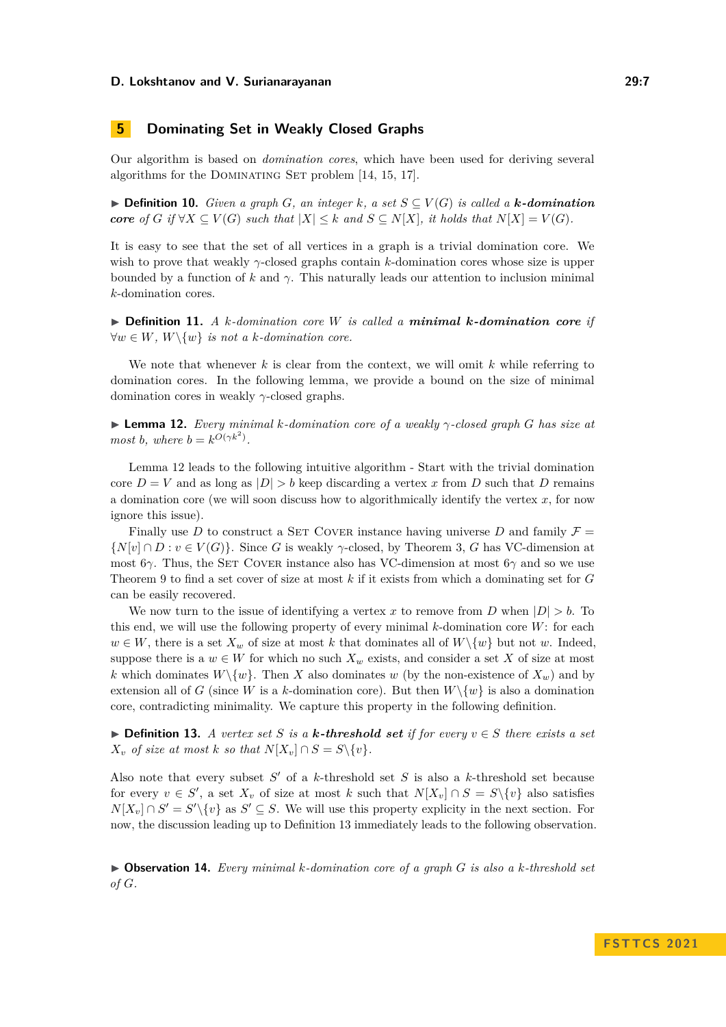## 5 Dominating Set in Weakly Closed Graphs

Our algorithm is based on *domination cores*, which have been used for deriving several algorithms for the Dominating Set problem [14, 15, 17].

▶ **Definition 10.** *Given a graph $G$, an integer $k$, a set $S \subseteq V(G)$ is called a* ***k-domination core*** *of $G$ if $\forall X \subseteq V(G)$ such that $|X| \leq k$ and $S \subseteq N[X]$, it holds that $N[X] = V(G)$.*

It is easy to see that the set of all vertices in a graph is a trivial domination core. We wish to prove that weakly $\gamma$-closed graphs contain $k$-domination cores whose size is upper bounded by a function of $k$ and $\gamma$. This naturally leads our attention to inclusion minimal $k$-domination cores.

▶ **Definition 11.** *A $k$-domination core $W$ is called a* ***minimal k-domination core*** *if $\forall w \in W$, $W \backslash \{w\}$ is not a $k$-domination core.*

We note that whenever $k$ is clear from the context, we will omit $k$ while referring to domination cores. In the following lemma, we provide a bound on the size of minimal domination cores in weakly $\gamma$-closed graphs.

▶ **Lemma 12.** *Every minimal $k$-domination core of a weakly $\gamma$-closed graph $G$ has size at most $b$, where $b = k^{O(\gamma k^2)}$.*

Lemma 12 leads to the following intuitive algorithm - Start with the trivial domination core $D = V$ and as long as $|D| > b$ keep discarding a vertex $x$ from $D$ such that $D$ remains a domination core (we will soon discuss how to algorithmically identify the vertex $x$, for now ignore this issue).

Finally use $D$ to construct a Set Cover instance having universe $D$ and family $\mathcal{F} = \{N[v] \cap D : v \in V(G)\}$. Since $G$ is weakly $\gamma$-closed, by Theorem 3, $G$ has VC-dimension at most $6\gamma$. Thus, the Set Cover instance also has VC-dimension at most $6\gamma$ and so we use Theorem 9 to find a set cover of size at most $k$ if it exists from which a dominating set for $G$ can be easily recovered.

We now turn to the issue of identifying a vertex $x$ to remove from $D$ when $|D| > b$. To this end, we will use the following property of every minimal $k$-domination core $W$: for each $w \in W$, there is a set $X_w$ of size at most $k$ that dominates all of $W \backslash \{w\}$ but not $w$. Indeed, suppose there is a $w \in W$ for which no such $X_w$ exists, and consider a set $X$ of size at most $k$ which dominates $W \backslash \{w\}$. Then $X$ also dominates $w$ (by the non-existence of $X_w$) and by extension all of $G$ (since $W$ is a $k$-domination core). But then $W \backslash \{w\}$ is also a domination core, contradicting minimality. We capture this property in the following definition.

▶ **Definition 13.** *A vertex set $S$ is a* ***k-threshold set*** *if for every $v \in S$ there exists a set $X_v$ of size at most $k$ so that $N[X_v] \cap S = S \backslash \{v\}$.*

Also note that every subset $S'$ of a $k$-threshold set $S$ is also a $k$-threshold set because for every $v \in S'$, a set $X_v$ of size at most $k$ such that $N[X_v] \cap S = S \backslash \{v\}$ also satisfies $N[X_v] \cap S' = S' \backslash \{v\}$ as $S' \subseteq S$. We will use this property explicity in the next section. For now, the discussion leading up to Definition 13 immediately leads to the following observation.

▶ **Observation 14.** *Every minimal $k$-domination core of a graph $G$ is also a $k$-threshold set of $G$.*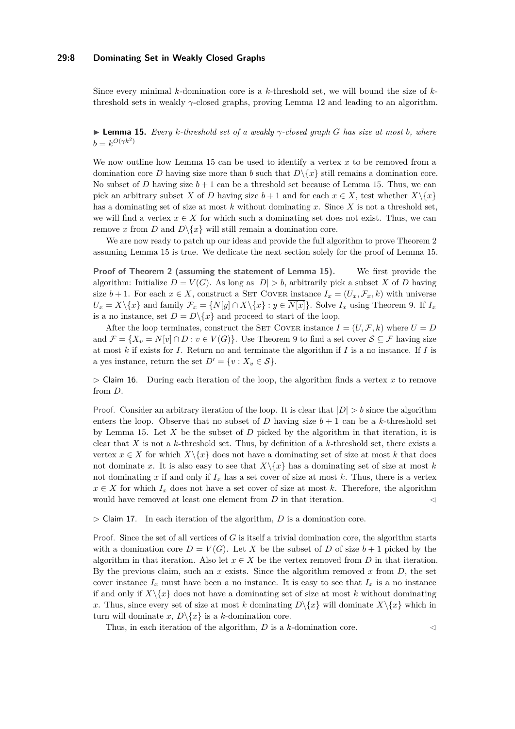Since every minimal $k$-domination core is a $k$-threshold set, we will bound the size of $k$-threshold sets in weakly $\gamma$-closed graphs, proving Lemma 12 and leading to an algorithm.

▶ **Lemma 15.** *Every $k$-threshold set of a weakly $\gamma$-closed graph $G$ has size at most $b$, where $b = k^{O(\gamma k^2)}$*

We now outline how Lemma 15 can be used to identify a vertex $x$ to be removed from a domination core $D$ having size more than $b$ such that $D\backslash\{x\}$ still remains a domination core. No subset of $D$ having size $b+1$ can be a threshold set because of Lemma 15. Thus, we can pick an arbitrary subset $X$ of $D$ having size $b+1$ and for each $x \in X$, test whether $X\backslash\{x\}$ has a dominating set of size at most $k$ without dominating $x$. Since $X$ is not a threshold set, we will find a vertex $x \in X$ for which such a dominating set does not exist. Thus, we can remove $x$ from $D$ and $D\backslash\{x\}$ will still remain a domination core.

We are now ready to patch up our ideas and provide the full algorithm to prove Theorem 2 assuming Lemma 15 is true. We dedicate the next section solely for the proof of Lemma 15.

**Proof of Theorem 2 (assuming the statement of Lemma 15).** We first provide the algorithm: Initialize $D = V(G)$. As long as $|D| > b$, arbitrarily pick a subset $X$ of $D$ having size $b+1$. For each $x \in X$, construct a Set Cover instance $I_x = (U_x, \mathcal{F}_x, k)$ with universe $U_x = X\backslash\{x\}$ and family $\mathcal{F}_x = \{N[y] \cap X\backslash\{x\} : y \in \overline{N[x]}\}$. Solve $I_x$ using Theorem 9. If $I_x$ is a no instance, set $D = D\backslash\{x\}$ and proceed to start of the loop.

After the loop terminates, construct the Set Cover instance $I = (U, \mathcal{F}, k)$ where $U = D$ and $\mathcal{F} = \{X_v = N[v] \cap D : v \in V(G)\}$. Use Theorem 9 to find a set cover $\mathcal{S} \subseteq \mathcal{F}$ having size at most $k$ if exists for $I$. Return no and terminate the algorithm if $I$ is a no instance. If $I$ is a yes instance, return the set $D' = \{v : X_v \in \mathcal{S}\}$.

▷ Claim 16. During each iteration of the loop, the algorithm finds a vertex $x$ to remove from $D$.

Proof. Consider an arbitrary iteration of the loop. It is clear that $|D| > b$ since the algorithm enters the loop. Observe that no subset of $D$ having size $b+1$ can be a $k$-threshold set by Lemma 15. Let $X$ be the subset of $D$ picked by the algorithm in that iteration, it is clear that $X$ is not a $k$-threshold set. Thus, by definition of a $k$-threshold set, there exists a vertex $x \in X$ for which $X\backslash\{x\}$ does not have a dominating set of size at most $k$ that does not dominate $x$. It is also easy to see that $X\backslash\{x\}$ has a dominating set of size at most $k$ not dominating $x$ if and only if $I_x$ has a set cover of size at most $k$. Thus, there is a vertex $x \in X$ for which $I_x$ does not have a set cover of size at most $k$. Therefore, the algorithm would have removed at least one element from $D$ in that iteration. ◁

▷ Claim 17. In each iteration of the algorithm, $D$ is a domination core.

Proof. Since the set of all vertices of $G$ is itself a trivial domination core, the algorithm starts with a domination core $D = V(G)$. Let $X$ be the subset of $D$ of size $b+1$ picked by the algorithm in that iteration. Also let $x \in X$ be the vertex removed from $D$ in that iteration. By the previous claim, such an $x$ exists. Since the algorithm removed $x$ from $D$, the set cover instance $I_x$ must have been a no instance. It is easy to see that $I_x$ is a no instance if and only if $X\backslash\{x\}$ does not have a dominating set of size at most $k$ without dominating $x$. Thus, since every set of size at most $k$ dominating $D\backslash\{x\}$ will dominate $X\backslash\{x\}$ which in turn will dominate $x$, $D\backslash\{x\}$ is a $k$-domination core.

Thus, in each iteration of the algorithm, $D$ is a $k$-domination core. ◁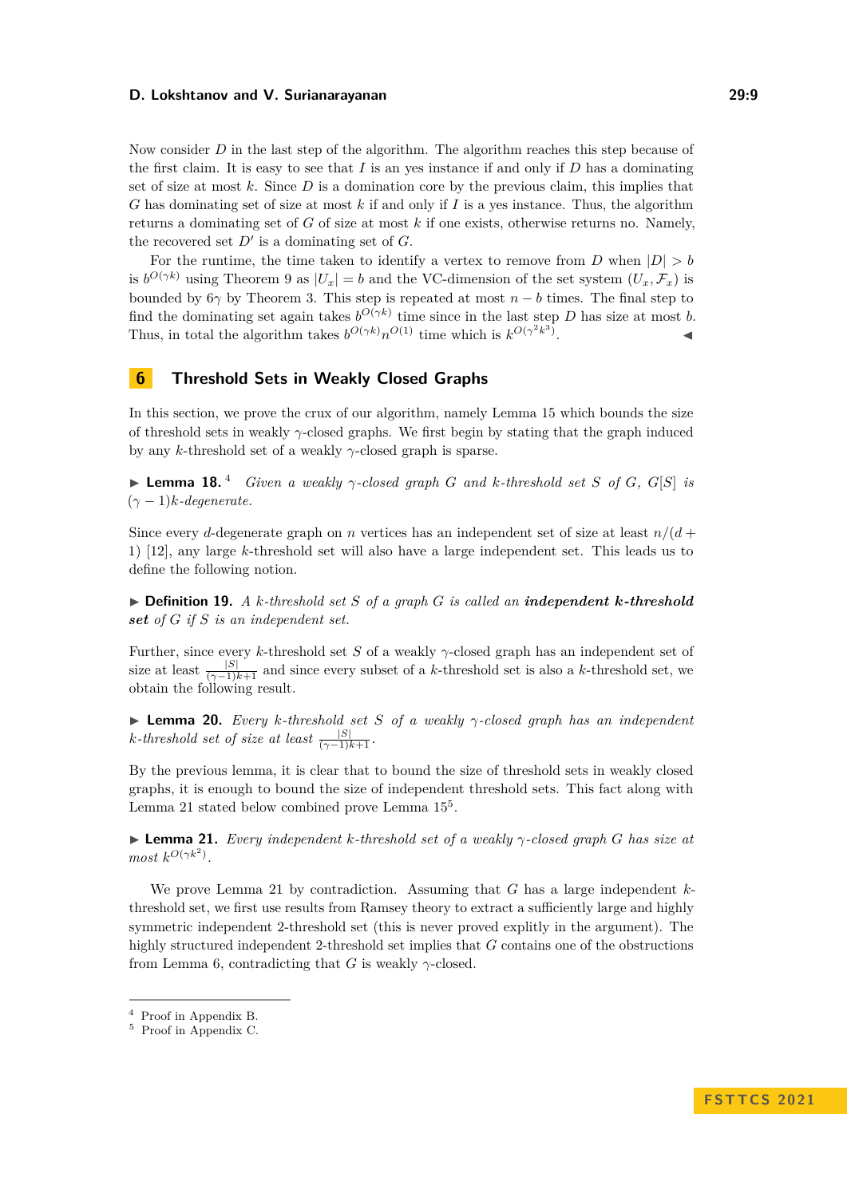Now consider $D$ in the last step of the algorithm. The algorithm reaches this step because of the first claim. It is easy to see that $I$ is an yes instance if and only if $D$ has a dominating set of size at most $k$. Since $D$ is a domination core by the previous claim, this implies that $G$ has dominating set of size at most $k$ if and only if $I$ is a yes instance. Thus, the algorithm returns a dominating set of $G$ of size at most $k$ if one exists, otherwise returns no. Namely, the recovered set $D'$ is a dominating set of $G$.

For the runtime, the time taken to identify a vertex to remove from $D$ when $|D| > b$ is $b^{O(\gamma k)}$ using Theorem 9 as $|U_x| = b$ and the VC-dimension of the set system $(U_x, \mathcal{F}_x)$ is bounded by $6\gamma$ by Theorem 3. This step is repeated at most $n - b$ times. The final step to find the dominating set again takes $b^{O(\gamma k)}$ time since in the last step $D$ has size at most $b$. Thus, in total the algorithm takes $b^{O(\gamma k)} n^{O(1)}$ time which is $k^{O(\gamma^2 k^3)}$. ◀

## 6 Threshold Sets in Weakly Closed Graphs

In this section, we prove the crux of our algorithm, namely Lemma 15 which bounds the size of threshold sets in weakly $\gamma$-closed graphs. We first begin by stating that the graph induced by any $k$-threshold set of a weakly $\gamma$-closed graph is sparse.

▶ **Lemma 18.**[4] *Given a weakly $\gamma$-closed graph $G$ and $k$-threshold set $S$ of $G$, $G[S]$ is $(\gamma - 1)k$-degenerate.*

Since every $d$-degenerate graph on $n$ vertices has an independent set of size at least $n/(d + 1)$ [12], any large $k$-threshold set will also have a large independent set. This leads us to define the following notion.

▶ **Definition 19.** *A $k$-threshold set $S$ of a graph $G$ is called an* ***independent k-threshold set*** *of $G$ if $S$ is an independent set.*

Further, since every $k$-threshold set $S$ of a weakly $\gamma$-closed graph has an independent set of size at least $\frac{|S|}{(\gamma-1)k+1}$ and since every subset of a $k$-threshold set is also a $k$-threshold set, we obtain the following result.

▶ **Lemma 20.** *Every $k$-threshold set $S$ of a weakly $\gamma$-closed graph has an independent $k$-threshold set of size at least $\frac{|S|}{(\gamma-1)k+1}$.*

By the previous lemma, it is clear that to bound the size of threshold sets in weakly closed graphs, it is enough to bound the size of independent threshold sets. This fact along with Lemma 21 stated below combined prove Lemma 15[5].

▶ **Lemma 21.** *Every independent $k$-threshold set of a weakly $\gamma$-closed graph $G$ has size at most $k^{O(\gamma k^2)}$.*

We prove Lemma 21 by contradiction. Assuming that $G$ has a large independent $k$-threshold set, we first use results from Ramsey theory to extract a sufficiently large and highly symmetric independent 2-threshold set (this is never proved explitly in the argument). The highly structured independent 2-threshold set implies that $G$ contains one of the obstructions from Lemma 6, contradicting that $G$ is weakly $\gamma$-closed.

---

[4] Proof in Appendix B.
[5] Proof in Appendix C.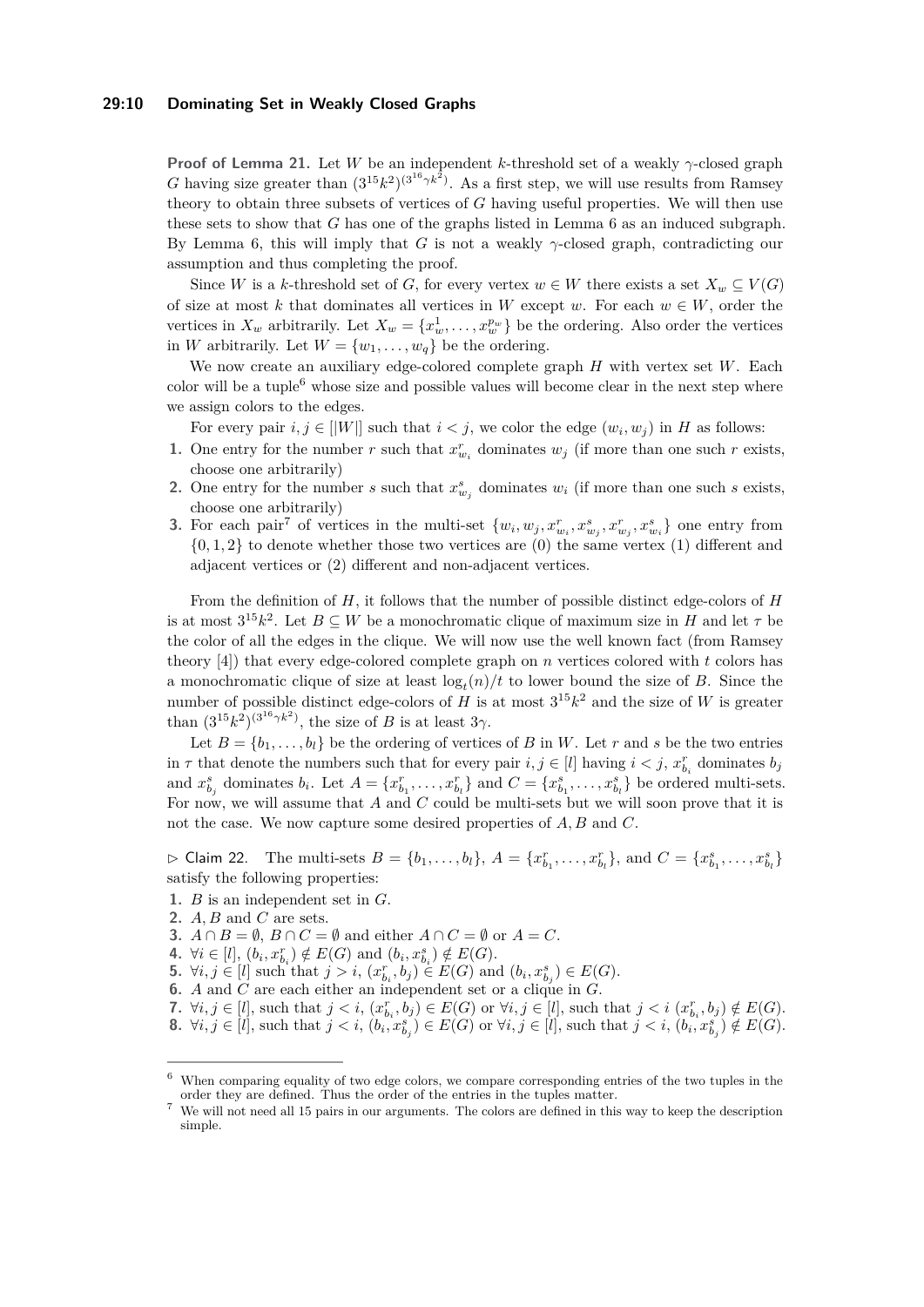**Proof of Lemma 21.** Let $W$ be an independent $k$-threshold set of a weakly $\gamma$-closed graph $G$ having size greater than $(3^{15}k^2)^{(3^{16}\gamma k^2)}$. As a first step, we will use results from Ramsey theory to obtain three subsets of vertices of $G$ having useful properties. We will then use these sets to show that $G$ has one of the graphs listed in Lemma 6 as an induced subgraph. By Lemma 6, this will imply that $G$ is not a weakly $\gamma$-closed graph, contradicting our assumption and thus completing the proof.

Since $W$ is a $k$-threshold set of $G$, for every vertex $w \in W$ there exists a set $X_w \subseteq V(G)$ of size at most $k$ that dominates all vertices in $W$ except $w$. For each $w \in W$, order the vertices in $X_w$ arbitrarily. Let $X_w = \{x_w^1, \ldots, x_w^{p_w}\}$ be the ordering. Also order the vertices in $W$ arbitrarily. Let $W = \{w_1, \ldots, w_q\}$ be the ordering.

We now create an auxiliary edge-colored complete graph $H$ with vertex set $W$. Each color will be a tuple[6] whose size and possible values will become clear in the next step where we assign colors to the edges.

For every pair $i, j \in [|W|]$ such that $i < j$, we color the edge $(w_i, w_j)$ in $H$ as follows:

1. One entry for the number $r$ such that $x_{w_i}^r$ dominates $w_j$ (if more than one such $r$ exists, choose one arbitrarily)
2. One entry for the number $s$ such that $x_{w_j}^s$ dominates $w_i$ (if more than one such $s$ exists, choose one arbitrarily)
3. For each pair[7] of vertices in the multi-set $\{w_i, w_j, x_{w_i}^r, x_{w_j}^s, x_{w_j}^r, x_{w_i}^s\}$ one entry from $\{0, 1, 2\}$ to denote whether those two vertices are (0) the same vertex (1) different and adjacent vertices or (2) different and non-adjacent vertices.

From the definition of $H$, it follows that the number of possible distinct edge-colors of $H$ is at most $3^{15}k^2$. Let $B \subseteq W$ be a monochromatic clique of maximum size in $H$ and let $\tau$ be the color of all the edges in the clique. We will now use the well known fact (from Ramsey theory [4]) that every edge-colored complete graph on $n$ vertices colored with $t$ colors has a monochromatic clique of size at least $\log_t(n)/t$ to lower bound the size of $B$. Since the number of possible distinct edge-colors of $H$ is at most $3^{15}k^2$ and the size of $W$ is greater than $(3^{15}k^2)^{(3^{16}\gamma k^2)}$, the size of $B$ is at least $3\gamma$.

Let $B = \{b_1, \ldots, b_l\}$ be the ordering of vertices of $B$ in $W$. Let $r$ and $s$ be the two entries in $\tau$ that denote the numbers such that for every pair $i, j \in [l]$ having $i < j$, $x_{b_i}^r$ dominates $b_j$ and $x_{b_j}^s$ dominates $b_i$. Let $A = \{x_{b_1}^r, \ldots, x_{b_l}^r\}$ and $C = \{x_{b_1}^s, \ldots, x_{b_l}^s\}$ be ordered multi-sets. For now, we will assume that $A$ and $C$ could be multi-sets but we will soon prove that it is not the case. We now capture some desired properties of $A, B$ and $C$.

▷ Claim 22. The multi-sets $B = \{b_1, \ldots, b_l\}$, $A = \{x_{b_1}^r, \ldots, x_{b_l}^r\}$, and $C = \{x_{b_1}^s, \ldots, x_{b_l}^s\}$ satisfy the following properties:

1. $B$ is an independent set in $G$.
2. $A, B$ and $C$ are sets.
3. $A \cap B = \emptyset$, $B \cap C = \emptyset$ and either $A \cap C = \emptyset$ or $A = C$.
4. $\forall i \in [l]$, $(b_i, x_{b_i}^r) \notin E(G)$ and $(b_i, x_{b_i}^s) \notin E(G)$.
5. $\forall i, j \in [l]$ such that $j > i$, $(x_{b_i}^r, b_j) \in E(G)$ and $(b_i, x_{b_j}^s) \in E(G)$.
6. $A$ and $C$ are each either an independent set or a clique in $G$.
7. $\forall i, j \in [l]$, such that $j < i$, $(x_{b_i}^r, b_j) \in E(G)$ or $\forall i, j \in [l]$, such that $j < i$ $(x_{b_i}^r, b_j) \notin E(G)$.
8. $\forall i, j \in [l]$, such that $j < i$, $(b_i, x_{b_j}^s) \in E(G)$ or $\forall i, j \in [l]$, such that $j < i$, $(b_i, x_{b_j}^s) \notin E(G)$.

---

[6] When comparing equality of two edge colors, we compare corresponding entries of the two tuples in the order they are defined. Thus the order of the entries in the tuples matter.

[7] We will not need all 15 pairs in our arguments. The colors are defined in this way to keep the description simple.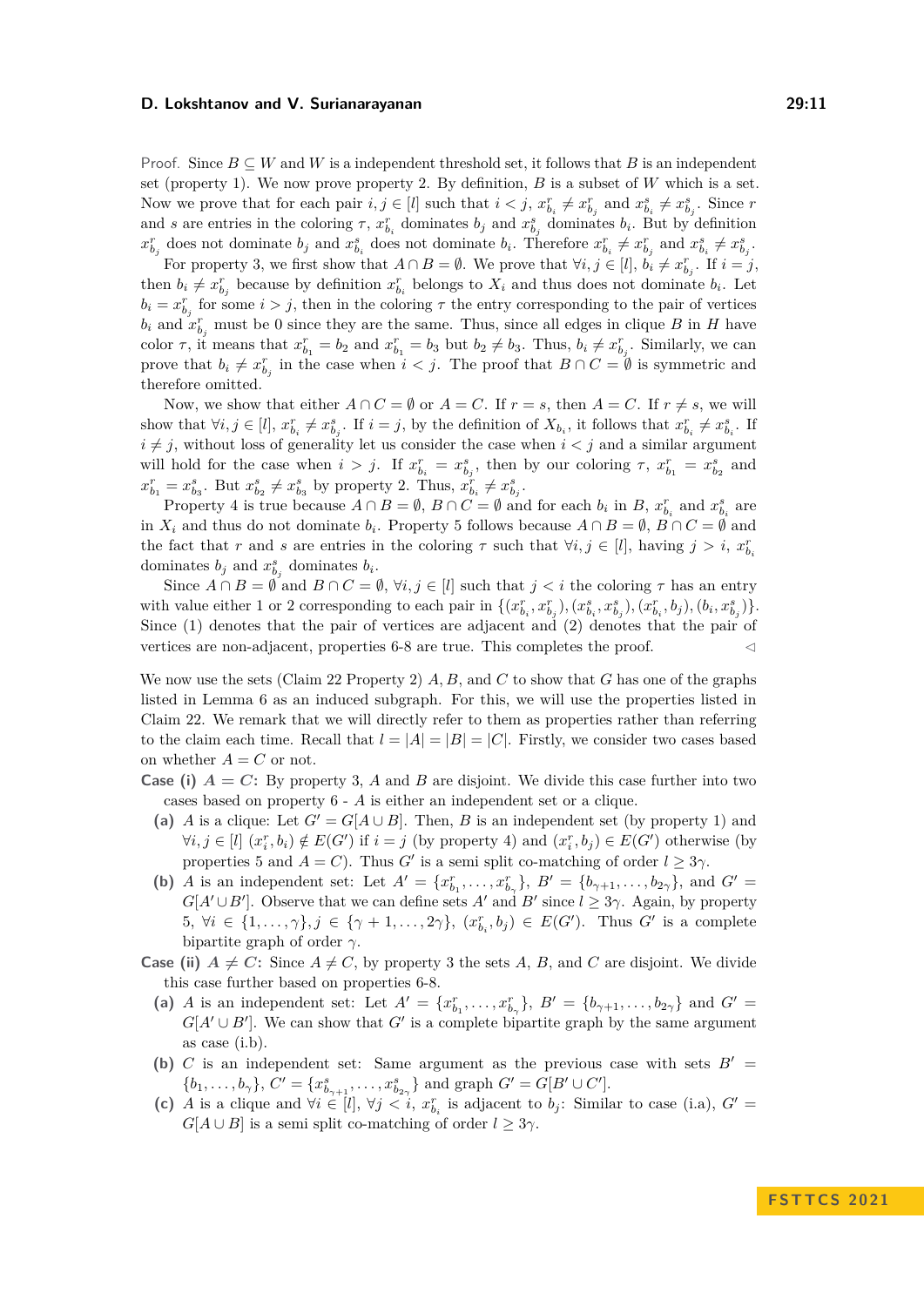*Proof.* Since $B \subseteq W$ and $W$ is a independent threshold set, it follows that $B$ is an independent set (property 1). We now prove property 2. By definition, $B$ is a subset of $W$ which is a set. Now we prove that for each pair $i, j \in [l]$ such that $i < j$, $x^r_{b_i} \neq x^r_{b_j}$ and $x^s_{b_i} \neq x^s_{b_j}$. Since $r$ and $s$ are entries in the coloring $\tau$, $x^r_{b_i}$ dominates $b_j$ and $x^s_{b_j}$ dominates $b_i$. But by definition $x^r_{b_j}$ does not dominate $b_j$ and $x^s_{b_i}$ does not dominate $b_i$. Therefore $x^r_{b_i} \neq x^r_{b_j}$ and $x^s_{b_i} \neq x^s_{b_j}$.

For property 3, we first show that $A \cap B = \emptyset$. We prove that $\forall i, j \in [l]$, $b_i \neq x^r_{b_j}$. If $i = j$, then $b_i \neq x^r_{b_j}$ because by definition $x^r_{b_i}$ belongs to $X_i$ and thus does not dominate $b_i$. Let $b_i = x^r_{b_j}$ for some $i > j$, then in the coloring $\tau$ the entry corresponding to the pair of vertices $b_i$ and $x^r_{b_j}$ must be 0 since they are the same. Thus, since all edges in clique $B$ in $H$ have color $\tau$, it means that $x^r_{b_1} = b_2$ and $x^r_{b_1} = b_3$ but $b_2 \neq b_3$. Thus, $b_i \neq x^r_{b_j}$. Similarly, we can prove that $b_i \neq x^r_{b_j}$ in the case when $i < j$. The proof that $B \cap C = \emptyset$ is symmetric and therefore omitted.

Now, we show that either $A \cap C = \emptyset$ or $A = C$. If $r = s$, then $A = C$. If $r \neq s$, we will show that $\forall i, j \in [l]$, $x^r_{b_i} \neq x^s_{b_j}$. If $i = j$, by the definition of $X_{b_i}$, it follows that $x^r_{b_i} \neq x^s_{b_i}$. If $i \neq j$, without loss of generality let us consider the case when $i < j$ and a similar argument will hold for the case when $i > j$. If $x^r_{b_i} = x^s_{b_j}$, then by our coloring $\tau$, $x^r_{b_1} = x^s_{b_2}$ and $x^r_{b_1} = x^s_{b_3}$. But $x^s_{b_2} \neq x^s_{b_3}$ by property 2. Thus, $x^r_{b_i} \neq x^s_{b_j}$.

Property 4 is true because $A \cap B = \emptyset$, $B \cap C = \emptyset$ and for each $b_i$ in $B$, $x^r_{b_i}$ and $x^s_{b_i}$ are in $X_i$ and thus do not dominate $b_i$. Property 5 follows because $A \cap B = \emptyset$, $B \cap C = \emptyset$ and the fact that $r$ and $s$ are entries in the coloring $\tau$ such that $\forall i, j \in [l]$, having $j > i$, $x^r_{b_i}$ dominates $b_j$ and $x^s_{b_j}$ dominates $b_i$.

Since $A \cap B = \emptyset$ and $B \cap C = \emptyset$, $\forall i, j \in [l]$ such that $j < i$ the coloring $\tau$ has an entry with value either 1 or 2 corresponding to each pair in $\{(x^r_{b_i}, x^r_{b_j}), (x^s_{b_i}, x^s_{b_j}), (x^r_{b_i}, b_j), (b_i, x^s_{b_j})\}$. Since (1) denotes that the pair of vertices are adjacent and (2) denotes that the pair of vertices are non-adjacent, properties 6-8 are true. This completes the proof. ◁

We now use the sets (Claim 22 Property 2) $A$, $B$, and $C$ to show that $G$ has one of the graphs listed in Lemma 6 as an induced subgraph. For this, we will use the properties listed in Claim 22. We remark that we will directly refer to them as properties rather than referring to the claim each time. Recall that $l = |A| = |B| = |C|$. Firstly, we consider two cases based on whether $A = C$ or not.

**Case (i)** $A = C$**:** By property 3, $A$ and $B$ are disjoint. We divide this case further into two cases based on property 6 - $A$ is either an independent set or a clique.

- **(a)** $A$ is a clique: Let $G' = G[A \cup B]$. Then, $B$ is an independent set (by property 1) and $\forall i, j \in [l]$ $(x^r_i, b_i) \notin E(G')$ if $i = j$ (by property 4) and $(x^r_i, b_j) \in E(G')$ otherwise (by properties 5 and $A = C$). Thus $G'$ is a semi split co-matching of order $l \geq 3\gamma$.
- **(b)** $A$ is an independent set: Let $A' = \{x^r_{b_1}, \ldots, x^r_{b_\gamma}\}$, $B' = \{b_{\gamma+1}, \ldots, b_{2\gamma}\}$, and $G' = G[A' \cup B']$. Observe that we can define sets $A'$ and $B'$ since $l \geq 3\gamma$. Again, by property 5, $\forall i \in \{1, \ldots, \gamma\}, j \in \{\gamma + 1, \ldots, 2\gamma\}$, $(x^r_{b_i}, b_j) \in E(G')$. Thus $G'$ is a complete bipartite graph of order $\gamma$.

**Case (ii)** $A \neq C$**:** Since $A \neq C$, by property 3 the sets $A$, $B$, and $C$ are disjoint. We divide this case further based on properties 6-8.

- **(a)** $A$ is an independent set: Let $A' = \{x^r_{b_1}, \ldots, x^r_{b_\gamma}\}$, $B' = \{b_{\gamma+1}, \ldots, b_{2\gamma}\}$ and $G' = G[A' \cup B']$. We can show that $G'$ is a complete bipartite graph by the same argument as case (i.b).
- **(b)** $C$ is an independent set: Same argument as the previous case with sets $B' = \{b_1, \ldots, b_\gamma\}$, $C' = \{x^s_{b_{\gamma+1}}, \ldots, x^s_{b_{2\gamma}}\}$ and graph $G' = G[B' \cup C']$.
- **(c)** $A$ is a clique and $\forall i \in [l]$, $\forall j < i$, $x^r_{b_i}$ is adjacent to $b_j$: Similar to case (i.a), $G' = G[A \cup B]$ is a semi split co-matching of order $l \geq 3\gamma$.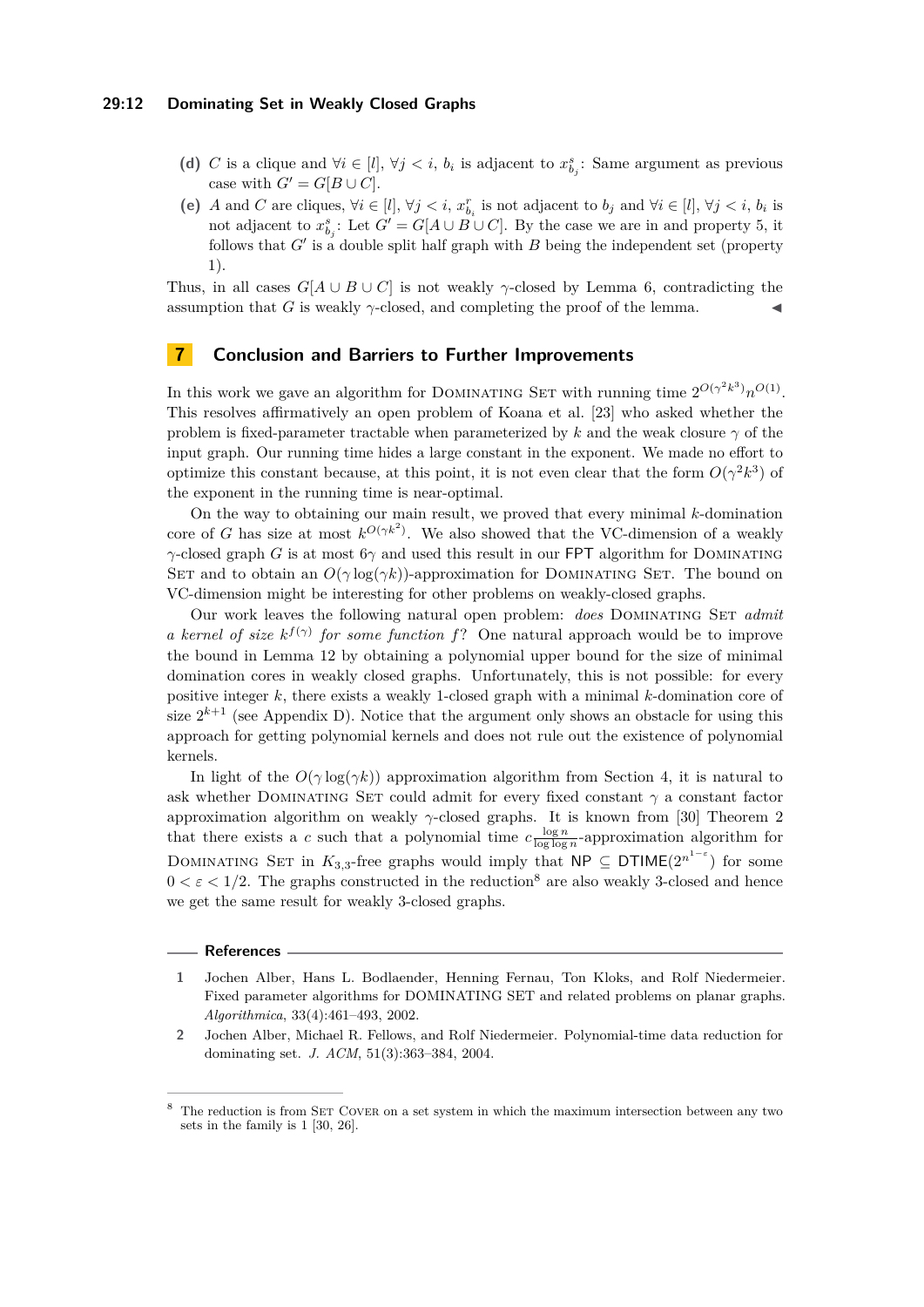**(d)** $C$ is a clique and $\forall i \in [l]$, $\forall j < i$, $b_i$ is adjacent to $x^s_{b_j}$: Same argument as previous case with $G' = G[B \cup C]$.

**(e)** $A$ and $C$ are cliques, $\forall i \in [l]$, $\forall j < i$, $x^r_{b_i}$ is not adjacent to $b_j$ and $\forall i \in [l]$, $\forall j < i$, $b_i$ is not adjacent to $x^s_{b_j}$: Let $G' = G[A \cup B \cup C]$. By the case we are in and property 5, it follows that $G'$ is a double split half graph with $B$ being the independent set (property 1).

Thus, in all cases $G[A \cup B \cup C]$ is not weakly $\gamma$-closed by Lemma 6, contradicting the assumption that $G$ is weakly $\gamma$-closed, and completing the proof of the lemma. ◀

## 7 Conclusion and Barriers to Further Improvements

In this work we gave an algorithm for Dominating Set with running time $2^{O(\gamma^2 k^3)} n^{O(1)}$. This resolves affirmatively an open problem of Koana et al. [23] who asked whether the problem is fixed-parameter tractable when parameterized by $k$ and the weak closure $\gamma$ of the input graph. Our running time hides a large constant in the exponent. We made no effort to optimize this constant because, at this point, it is not even clear that the form $O(\gamma^2 k^3)$ of the exponent in the running time is near-optimal.

On the way to obtaining our main result, we proved that every minimal $k$-domination core of $G$ has size at most $k^{O(\gamma k^2)}$. We also showed that the VC-dimension of a weakly $\gamma$-closed graph $G$ is at most $6\gamma$ and used this result in our FPT algorithm for Dominating Set and to obtain an $O(\gamma \log(\gamma k))$-approximation for Dominating Set. The bound on VC-dimension might be interesting for other problems on weakly-closed graphs.

Our work leaves the following natural open problem: *does* Dominating Set *admit a kernel of size $k^{f(\gamma)}$ for some function $f$?* One natural approach would be to improve the bound in Lemma 12 by obtaining a polynomial upper bound for the size of minimal domination cores in weakly closed graphs. Unfortunately, this is not possible: for every positive integer $k$, there exists a weakly 1-closed graph with a minimal $k$-domination core of size $2^{k+1}$ (see Appendix D). Notice that the argument only shows an obstacle for using this approach for getting polynomial kernels and does not rule out the existence of polynomial kernels.

In light of the $O(\gamma \log(\gamma k))$ approximation algorithm from Section 4, it is natural to ask whether Dominating Set could admit for every fixed constant $\gamma$ a constant factor approximation algorithm on weakly $\gamma$-closed graphs. It is known from [30] Theorem 2 that there exists a $c$ such that a polynomial time $c\frac{\log n}{\log \log n}$-approximation algorithm for Dominating Set in $K_{3,3}$-free graphs would imply that $\mathsf{NP} \subseteq \mathsf{DTIME}(2^{n^{1-\varepsilon}})$ for some $0 < \varepsilon < 1/2$. The graphs constructed in the reduction[8] are also weakly 3-closed and hence we get the same result for weakly 3-closed graphs.

### References

1 Jochen Alber, Hans L. Bodlaender, Henning Fernau, Ton Kloks, and Rolf Niedermeier. Fixed parameter algorithms for DOMINATING SET and related problems on planar graphs. *Algorithmica*, 33(4):461–493, 2002.

2 Jochen Alber, Michael R. Fellows, and Rolf Niedermeier. Polynomial-time data reduction for dominating set. *J. ACM*, 51(3):363–384, 2004.

[8] The reduction is from Set Cover on a set system in which the maximum intersection between any two sets in the family is 1 [30, 26].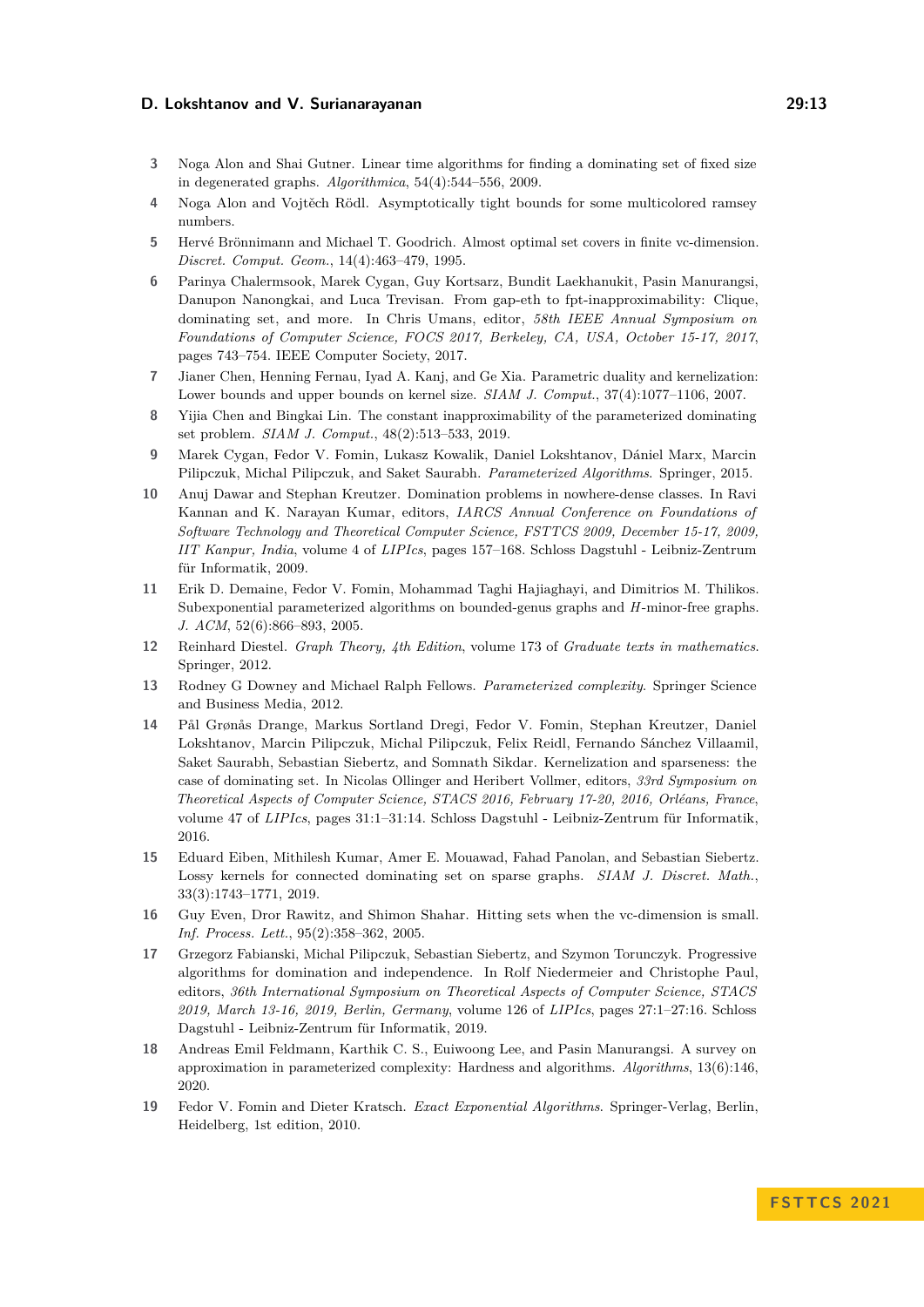3 Noga Alon and Shai Gutner. Linear time algorithms for finding a dominating set of fixed size in degenerated graphs. *Algorithmica*, 54(4):544–556, 2009.

4 Noga Alon and Vojtěch Rödl. Asymptotically tight bounds for some multicolored ramsey numbers.

5 Hervé Brönnimann and Michael T. Goodrich. Almost optimal set covers in finite vc-dimension. *Discret. Comput. Geom.*, 14(4):463–479, 1995.

6 Parinya Chalermsook, Marek Cygan, Guy Kortsarz, Bundit Laekhanukit, Pasin Manurangsi, Danupon Nanongkai, and Luca Trevisan. From gap-eth to fpt-inapproximability: Clique, dominating set, and more. In Chris Umans, editor, *58th IEEE Annual Symposium on Foundations of Computer Science, FOCS 2017, Berkeley, CA, USA, October 15-17, 2017*, pages 743–754. IEEE Computer Society, 2017.

7 Jianer Chen, Henning Fernau, Iyad A. Kanj, and Ge Xia. Parametric duality and kernelization: Lower bounds and upper bounds on kernel size. *SIAM J. Comput.*, 37(4):1077–1106, 2007.

8 Yijia Chen and Bingkai Lin. The constant inapproximability of the parameterized dominating set problem. *SIAM J. Comput.*, 48(2):513–533, 2019.

9 Marek Cygan, Fedor V. Fomin, Lukasz Kowalik, Daniel Lokshtanov, Dániel Marx, Marcin Pilipczuk, Michal Pilipczuk, and Saket Saurabh. *Parameterized Algorithms*. Springer, 2015.

10 Anuj Dawar and Stephan Kreutzer. Domination problems in nowhere-dense classes. In Ravi Kannan and K. Narayan Kumar, editors, *IARCS Annual Conference on Foundations of Software Technology and Theoretical Computer Science, FSTTCS 2009, December 15-17, 2009, IIT Kanpur, India*, volume 4 of *LIPIcs*, pages 157–168. Schloss Dagstuhl - Leibniz-Zentrum für Informatik, 2009.

11 Erik D. Demaine, Fedor V. Fomin, Mohammad Taghi Hajiaghayi, and Dimitrios M. Thilikos. Subexponential parameterized algorithms on bounded-genus graphs and $H$-minor-free graphs. *J. ACM*, 52(6):866–893, 2005.

12 Reinhard Diestel. *Graph Theory, 4th Edition*, volume 173 of *Graduate texts in mathematics*. Springer, 2012.

13 Rodney G Downey and Michael Ralph Fellows. *Parameterized complexity*. Springer Science and Business Media, 2012.

14 Pål Grønås Drange, Markus Sortland Dregi, Fedor V. Fomin, Stephan Kreutzer, Daniel Lokshtanov, Marcin Pilipczuk, Michal Pilipczuk, Felix Reidl, Fernando Sánchez Villaamil, Saket Saurabh, Sebastian Siebertz, and Somnath Sikdar. Kernelization and sparseness: the case of dominating set. In Nicolas Ollinger and Heribert Vollmer, editors, *33rd Symposium on Theoretical Aspects of Computer Science, STACS 2016, February 17-20, 2016, Orléans, France*, volume 47 of *LIPIcs*, pages 31:1–31:14. Schloss Dagstuhl - Leibniz-Zentrum für Informatik, 2016.

15 Eduard Eiben, Mithilesh Kumar, Amer E. Mouawad, Fahad Panolan, and Sebastian Siebertz. Lossy kernels for connected dominating set on sparse graphs. *SIAM J. Discret. Math.*, 33(3):1743–1771, 2019.

16 Guy Even, Dror Rawitz, and Shimon Shahar. Hitting sets when the vc-dimension is small. *Inf. Process. Lett.*, 95(2):358–362, 2005.

17 Grzegorz Fabianski, Michal Pilipczuk, Sebastian Siebertz, and Szymon Torunczyk. Progressive algorithms for domination and independence. In Rolf Niedermeier and Christophe Paul, editors, *36th International Symposium on Theoretical Aspects of Computer Science, STACS 2019, March 13-16, 2019, Berlin, Germany*, volume 126 of *LIPIcs*, pages 27:1–27:16. Schloss Dagstuhl - Leibniz-Zentrum für Informatik, 2019.

18 Andreas Emil Feldmann, Karthik C. S., Euiwoong Lee, and Pasin Manurangsi. A survey on approximation in parameterized complexity: Hardness and algorithms. *Algorithms*, 13(6):146, 2020.

19 Fedor V. Fomin and Dieter Kratsch. *Exact Exponential Algorithms*. Springer-Verlag, Berlin, Heidelberg, 1st edition, 2010.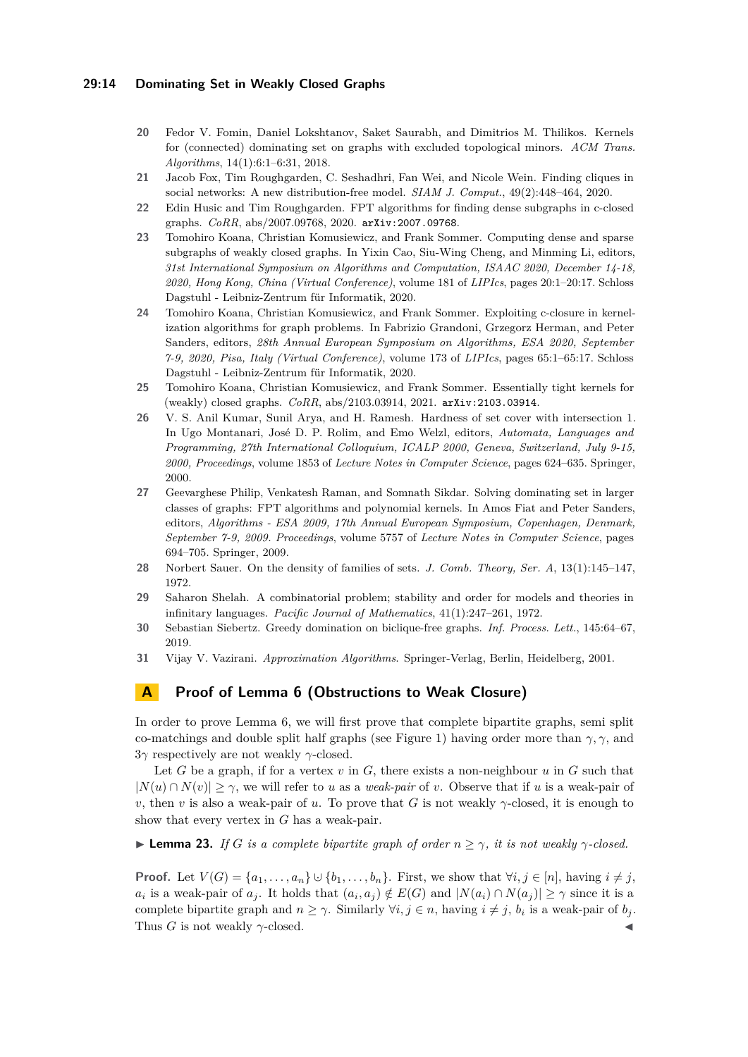20 Fedor V. Fomin, Daniel Lokshtanov, Saket Saurabh, and Dimitrios M. Thilikos. Kernels for (connected) dominating set on graphs with excluded topological minors. *ACM Trans. Algorithms*, 14(1):6:1–6:31, 2018.

21 Jacob Fox, Tim Roughgarden, C. Seshadhri, Fan Wei, and Nicole Wein. Finding cliques in social networks: A new distribution-free model. *SIAM J. Comput.*, 49(2):448–464, 2020.

22 Edin Husic and Tim Roughgarden. FPT algorithms for finding dense subgraphs in c-closed graphs. *CoRR*, abs/2007.09768, 2020. `arXiv:2007.09768`.

23 Tomohiro Koana, Christian Komusiewicz, and Frank Sommer. Computing dense and sparse subgraphs of weakly closed graphs. In Yixin Cao, Siu-Wing Cheng, and Minming Li, editors, *31st International Symposium on Algorithms and Computation, ISAAC 2020, December 14-18, 2020, Hong Kong, China (Virtual Conference)*, volume 181 of *LIPIcs*, pages 20:1–20:17. Schloss Dagstuhl - Leibniz-Zentrum für Informatik, 2020.

24 Tomohiro Koana, Christian Komusiewicz, and Frank Sommer. Exploiting c-closure in kernelization algorithms for graph problems. In Fabrizio Grandoni, Grzegorz Herman, and Peter Sanders, editors, *28th Annual European Symposium on Algorithms, ESA 2020, September 7-9, 2020, Pisa, Italy (Virtual Conference)*, volume 173 of *LIPIcs*, pages 65:1–65:17. Schloss Dagstuhl - Leibniz-Zentrum für Informatik, 2020.

25 Tomohiro Koana, Christian Komusiewicz, and Frank Sommer. Essentially tight kernels for (weakly) closed graphs. *CoRR*, abs/2103.03914, 2021. `arXiv:2103.03914`.

26 V. S. Anil Kumar, Sunil Arya, and H. Ramesh. Hardness of set cover with intersection 1. In Ugo Montanari, José D. P. Rolim, and Emo Welzl, editors, *Automata, Languages and Programming, 27th International Colloquium, ICALP 2000, Geneva, Switzerland, July 9-15, 2000, Proceedings*, volume 1853 of *Lecture Notes in Computer Science*, pages 624–635. Springer, 2000.

27 Geevarghese Philip, Venkatesh Raman, and Somnath Sikdar. Solving dominating set in larger classes of graphs: FPT algorithms and polynomial kernels. In Amos Fiat and Peter Sanders, editors, *Algorithms - ESA 2009, 17th Annual European Symposium, Copenhagen, Denmark, September 7-9, 2009. Proceedings*, volume 5757 of *Lecture Notes in Computer Science*, pages 694–705. Springer, 2009.

28 Norbert Sauer. On the density of families of sets. *J. Comb. Theory, Ser. A*, 13(1):145–147, 1972.

29 Saharon Shelah. A combinatorial problem; stability and order for models and theories in infinitary languages. *Pacific Journal of Mathematics*, 41(1):247–261, 1972.

30 Sebastian Siebertz. Greedy domination on biclique-free graphs. *Inf. Process. Lett.*, 145:64–67, 2019.

31 Vijay V. Vazirani. *Approximation Algorithms*. Springer-Verlag, Berlin, Heidelberg, 2001.

## A Proof of Lemma 6 (Obstructions to Weak Closure)

In order to prove Lemma 6, we will first prove that complete bipartite graphs, semi split co-matchings and double split half graphs (see Figure 1) having order more than $\gamma, \gamma$, and $3\gamma$ respectively are not weakly $\gamma$-closed.

Let $G$ be a graph, if for a vertex $v$ in $G$, there exists a non-neighbour $u$ in $G$ such that $|N(u) \cap N(v)| \geq \gamma$, we will refer to $u$ as a *weak-pair* of $v$. Observe that if $u$ is a weak-pair of $v$, then $v$ is also a weak-pair of $u$. To prove that $G$ is not weakly $\gamma$-closed, it is enough to show that every vertex in $G$ has a weak-pair.

▶ **Lemma 23.** *If $G$ is a complete bipartite graph of order $n \geq \gamma$, it is not weakly $\gamma$-closed.*

**Proof.** Let $V(G) = \{a_1, \dots, a_n\} \uplus \{b_1, \dots, b_n\}$. First, we show that $\forall i, j \in [n]$, having $i \neq j$, $a_i$ is a weak-pair of $a_j$. It holds that $(a_i, a_j) \notin E(G)$ and $|N(a_i) \cap N(a_j)| \geq \gamma$ since it is a complete bipartite graph and $n \geq \gamma$. Similarly $\forall i, j \in n$, having $i \neq j$, $b_i$ is a weak-pair of $b_j$. Thus $G$ is not weakly $\gamma$-closed. ◀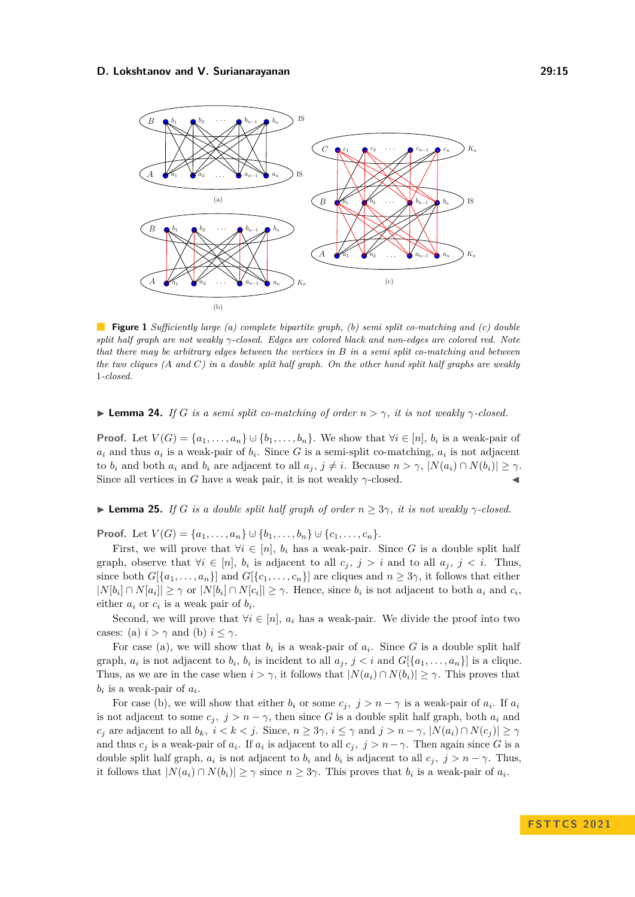**Figure 1** *Sufficiently large (a) complete bipartite graph, (b) semi split co-matching and (c) double split half graph are not weakly $\gamma$-closed. Edges are colored black and non-edges are colored red. Note that there may be arbitrary edges between the vertices in $B$ in a semi split co-matching and between the two cliques ($A$ and $C$) in a double split half graph. On the other hand split half graphs are weakly 1-closed.*

▶ **Lemma 24.** *If $G$ is a semi split co-matching of order $n > \gamma$, it is not weakly $\gamma$-closed.*

**Proof.** Let $V(G) = \{a_1, \ldots, a_n\} \uplus \{b_1, \ldots, b_n\}$. We show that $\forall i \in [n]$, $b_i$ is a weak-pair of $a_i$ and thus $a_i$ is a weak-pair of $b_i$. Since $G$ is a semi-split co-matching, $a_i$ is not adjacent to $b_i$ and both $a_i$ and $b_i$ are adjacent to all $a_j$, $j \neq i$. Because $n > \gamma$, $|N(a_i) \cap N(b_i)| \geq \gamma$. Since all vertices in $G$ have a weak pair, it is not weakly $\gamma$-closed. ◀

▶ **Lemma 25.** *If $G$ is a double split half graph of order $n \geq 3\gamma$, it is not weakly $\gamma$-closed.*

**Proof.** Let $V(G) = \{a_1, \ldots, a_n\} \uplus \{b_1, \ldots, b_n\} \uplus \{c_1, \ldots, c_n\}$.

First, we will prove that $\forall i \in [n]$, $b_i$ has a weak-pair. Since $G$ is a double split half graph, observe that $\forall i \in [n]$, $b_i$ is adjacent to all $c_j$, $j > i$ and to all $a_j$, $j < i$. Thus, since both $G[\{a_1, \ldots, a_n\}]$ and $G[\{c_1, \ldots, c_n\}]$ are cliques and $n \geq 3\gamma$, it follows that either $|N[b_i] \cap N[a_i]| \geq \gamma$ or $|N[b_i] \cap N[c_i]| \geq \gamma$. Hence, since $b_i$ is not adjacent to both $a_i$ and $c_i$, either $a_i$ or $c_i$ is a weak pair of $b_i$.

Second, we will prove that $\forall i \in [n]$, $a_i$ has a weak-pair. We divide the proof into two cases: (a) $i > \gamma$ and (b) $i \leq \gamma$.

For case (a), we will show that $b_i$ is a weak-pair of $a_i$. Since $G$ is a double split half graph, $a_i$ is not adjacent to $b_i$, $b_i$ is incident to all $a_j$, $j < i$ and $G[\{a_1, \ldots, a_n\}]$ is a clique. Thus, as we are in the case when $i > \gamma$, it follows that $|N(a_i) \cap N(b_i)| \geq \gamma$. This proves that $b_i$ is a weak-pair of $a_i$.

For case (b), we will show that either $b_i$ or some $c_j$, $j > n - \gamma$ is a weak-pair of $a_i$. If $a_i$ is not adjacent to some $c_j$, $j > n - \gamma$, then since $G$ is a double split half graph, both $a_i$ and $c_j$ are adjacent to all $b_k$, $i < k < j$. Since, $n \geq 3\gamma$, $i \leq \gamma$ and $j > n - \gamma$, $|N(a_i) \cap N(c_j)| \geq \gamma$ and thus $c_j$ is a weak-pair of $a_i$. If $a_i$ is adjacent to all $c_j$, $j > n - \gamma$. Then again since $G$ is a double split half graph, $a_i$ is not adjacent to $b_i$ and $b_i$ is adjacent to all $c_j$, $j > n - \gamma$. Thus, it follows that $|N(a_i) \cap N(b_i)| \geq \gamma$ since $n \geq 3\gamma$. This proves that $b_i$ is a weak-pair of $a_i$.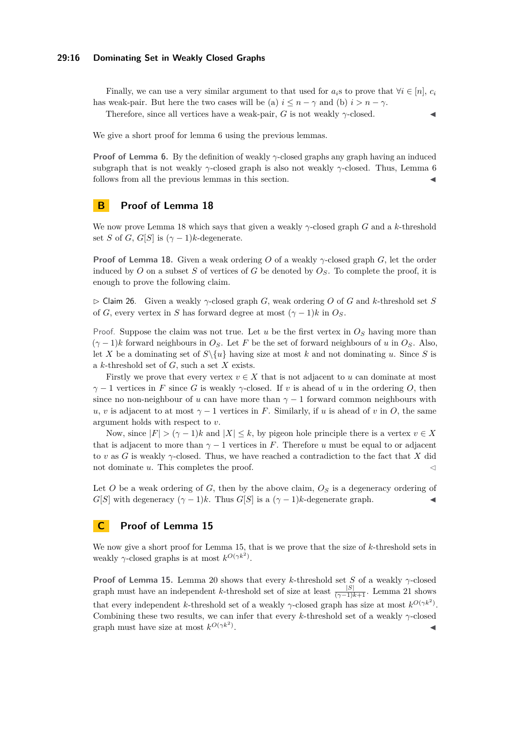Finally, we can use a very similar argument to that used for $a_i$s to prove that $\forall i \in [n]$, $c_i$ has weak-pair. But here the two cases will be (a) $i \leq n - \gamma$ and (b) $i > n - \gamma$.

Therefore, since all vertices have a weak-pair, $G$ is not weakly $\gamma$-closed. ◀

We give a short proof for lemma 6 using the previous lemmas.

**Proof of Lemma 6.** By the definition of weakly $\gamma$-closed graphs any graph having an induced subgraph that is not weakly $\gamma$-closed graph is also not weakly $\gamma$-closed. Thus, Lemma 6 follows from all the previous lemmas in this section. ◀

## B Proof of Lemma 18

We now prove Lemma 18 which says that given a weakly $\gamma$-closed graph $G$ and a $k$-threshold set $S$ of $G$, $G[S]$ is $(\gamma - 1)k$-degenerate.

**Proof of Lemma 18.** Given a weak ordering $O$ of a weakly $\gamma$-closed graph $G$, let the order induced by $O$ on a subset $S$ of vertices of $G$ be denoted by $O_S$. To complete the proof, it is enough to prove the following claim.

▷ Claim 26. Given a weakly $\gamma$-closed graph $G$, weak ordering $O$ of $G$ and $k$-threshold set $S$ of $G$, every vertex in $S$ has forward degree at most $(\gamma - 1)k$ in $O_S$.

*Proof.* Suppose the claim was not true. Let $u$ be the first vertex in $O_S$ having more than $(\gamma - 1)k$ forward neighbours in $O_S$. Let $F$ be the set of forward neighbours of $u$ in $O_S$. Also, let $X$ be a dominating set of $S \backslash \{u\}$ having size at most $k$ and not dominating $u$. Since $S$ is a $k$-threshold set of $G$, such a set $X$ exists.

Firstly we prove that every vertex $v \in X$ that is not adjacent to $u$ can dominate at most $\gamma - 1$ vertices in $F$ since $G$ is weakly $\gamma$-closed. If $v$ is ahead of $u$ in the ordering $O$, then since no non-neighbour of $u$ can have more than $\gamma - 1$ forward common neighbours with $u$, $v$ is adjacent to at most $\gamma - 1$ vertices in $F$. Similarly, if $u$ is ahead of $v$ in $O$, the same argument holds with respect to $v$.

Now, since $|F| > (\gamma - 1)k$ and $|X| \leq k$, by pigeon hole principle there is a vertex $v \in X$ that is adjacent to more than $\gamma - 1$ vertices in $F$. Therefore $u$ must be equal to or adjacent to $v$ as $G$ is weakly $\gamma$-closed. Thus, we have reached a contradiction to the fact that $X$ did not dominate $u$. This completes the proof. ◁

Let $O$ be a weak ordering of $G$, then by the above claim, $O_S$ is a degeneracy ordering of $G[S]$ with degeneracy $(\gamma - 1)k$. Thus $G[S]$ is a $(\gamma - 1)k$-degenerate graph. ◀

## C Proof of Lemma 15

We now give a short proof for Lemma 15, that is we prove that the size of $k$-threshold sets in weakly $\gamma$-closed graphs is at most $k^{O(\gamma k^2)}$.

**Proof of Lemma 15.** Lemma 20 shows that every $k$-threshold set $S$ of a weakly $\gamma$-closed graph must have an independent $k$-threshold set of size at least $\frac{|S|}{(\gamma-1)k+1}$. Lemma 21 shows that every independent $k$-threshold set of a weakly $\gamma$-closed graph has size at most $k^{O(\gamma k^2)}$. Combining these two results, we can infer that every $k$-threshold set of a weakly $\gamma$-closed graph must have size at most $k^{O(\gamma k^2)}$. ◀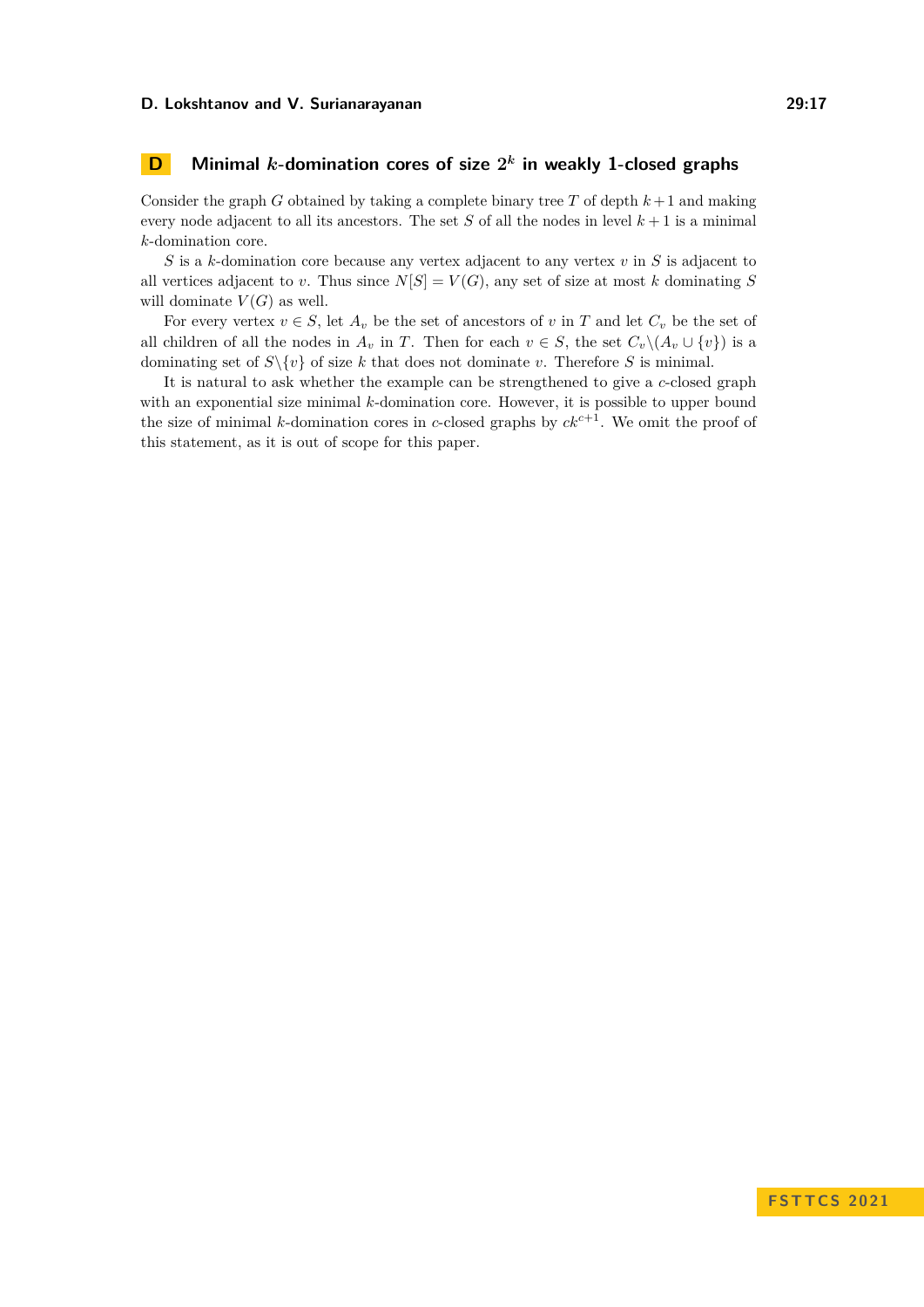# D Minimal $k$-domination cores of size $2^k$ in weakly 1-closed graphs

Consider the graph $G$ obtained by taking a complete binary tree $T$ of depth $k+1$ and making every node adjacent to all its ancestors. The set $S$ of all the nodes in level $k+1$ is a minimal $k$-domination core.

$S$ is a $k$-domination core because any vertex adjacent to any vertex $v$ in $S$ is adjacent to all vertices adjacent to $v$. Thus since $N[S] = V(G)$, any set of size at most $k$ dominating $S$ will dominate $V(G)$ as well.

For every vertex $v \in S$, let $A_v$ be the set of ancestors of $v$ in $T$ and let $C_v$ be the set of all children of all the nodes in $A_v$ in $T$. Then for each $v \in S$, the set $C_v \backslash (A_v \cup \{v\})$ is a dominating set of $S \backslash \{v\}$ of size $k$ that does not dominate $v$. Therefore $S$ is minimal.

It is natural to ask whether the example can be strengthened to give a $c$-closed graph with an exponential size minimal $k$-domination core. However, it is possible to upper bound the size of minimal $k$-domination cores in $c$-closed graphs by $ck^{c+1}$. We omit the proof of this statement, as it is out of scope for this paper.